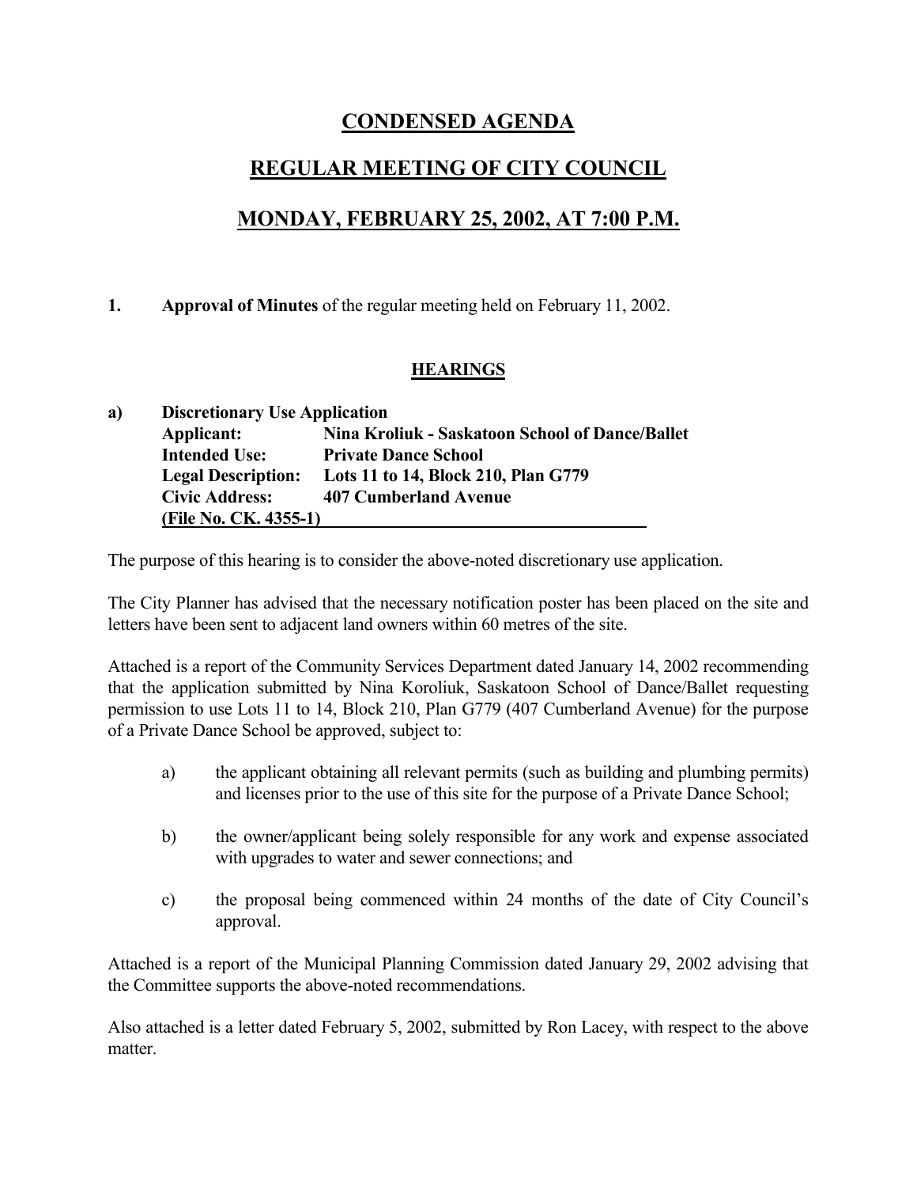# CONDENSED AGENDA

# REGULAR MEETING OF CITY COUNCIL

# MONDAY, FEBRUARY 25, 2002, AT 7:00 P.M.

**1. Approval of Minutes** of the regular meeting held on February 11, 2002.

## HEARINGS

**a) Discretionary Use Application**
**Applicant: Nina Kroliuk - Saskatoon School of Dance/Ballet**
**Intended Use: Private Dance School**
**Legal Description: Lots 11 to 14, Block 210, Plan G779**
**Civic Address: 407 Cumberland Avenue**
**(File No. CK. 4355-1)**

The purpose of this hearing is to consider the above-noted discretionary use application.

The City Planner has advised that the necessary notification poster has been placed on the site and letters have been sent to adjacent land owners within 60 metres of the site.

Attached is a report of the Community Services Department dated January 14, 2002 recommending that the application submitted by Nina Koroliuk, Saskatoon School of Dance/Ballet requesting permission to use Lots 11 to 14, Block 210, Plan G779 (407 Cumberland Avenue) for the purpose of a Private Dance School be approved, subject to:

a) the applicant obtaining all relevant permits (such as building and plumbing permits) and licenses prior to the use of this site for the purpose of a Private Dance School;

b) the owner/applicant being solely responsible for any work and expense associated with upgrades to water and sewer connections; and

c) the proposal being commenced within 24 months of the date of City Council's approval.

Attached is a report of the Municipal Planning Commission dated January 29, 2002 advising that the Committee supports the above-noted recommendations.

Also attached is a letter dated February 5, 2002, submitted by Ron Lacey, with respect to the above matter.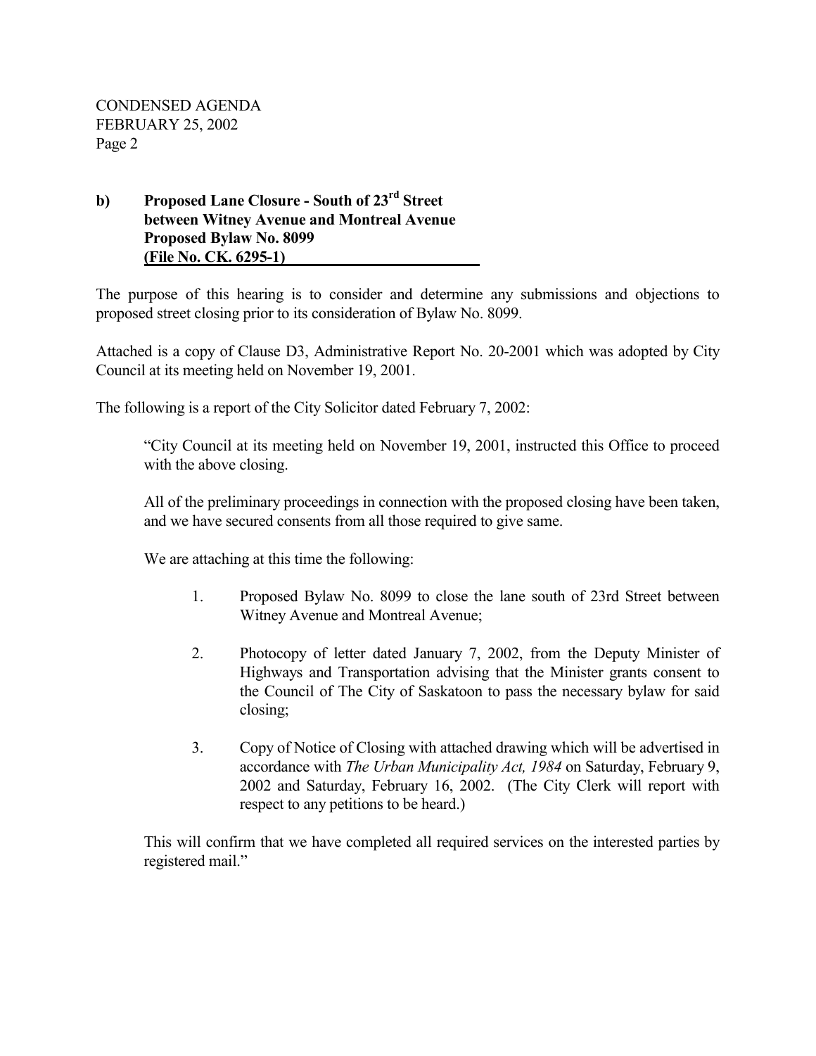**b) Proposed Lane Closure - South of 23rd Street between Witney Avenue and Montreal Avenue Proposed Bylaw No. 8099 (File No. CK. 6295-1)**

The purpose of this hearing is to consider and determine any submissions and objections to proposed street closing prior to its consideration of Bylaw No. 8099.

Attached is a copy of Clause D3, Administrative Report No. 20-2001 which was adopted by City Council at its meeting held on November 19, 2001.

The following is a report of the City Solicitor dated February 7, 2002:

> "City Council at its meeting held on November 19, 2001, instructed this Office to proceed with the above closing.
>
> All of the preliminary proceedings in connection with the proposed closing have been taken, and we have secured consents from all those required to give same.
>
> We are attaching at this time the following:
>
> 1. Proposed Bylaw No. 8099 to close the lane south of 23rd Street between Witney Avenue and Montreal Avenue;
> 2. Photocopy of letter dated January 7, 2002, from the Deputy Minister of Highways and Transportation advising that the Minister grants consent to the Council of The City of Saskatoon to pass the necessary bylaw for said closing;
> 3. Copy of Notice of Closing with attached drawing which will be advertised in accordance with *The Urban Municipality Act, 1984* on Saturday, February 9, 2002 and Saturday, February 16, 2002. (The City Clerk will report with respect to any petitions to be heard.)
>
> This will confirm that we have completed all required services on the interested parties by registered mail."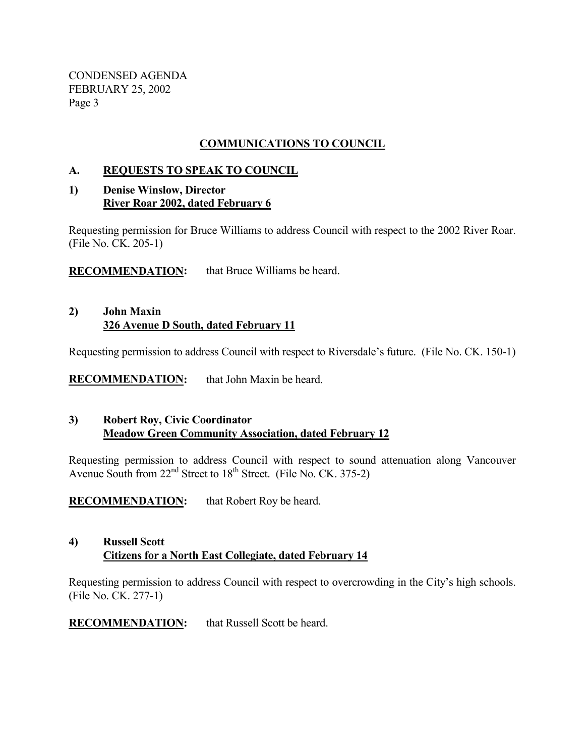## COMMUNICATIONS TO COUNCIL

### A. REQUESTS TO SPEAK TO COUNCIL

**1) Denise Winslow, Director**
**River Roar 2002, dated February 6**

Requesting permission for Bruce Williams to address Council with respect to the 2002 River Roar. (File No. CK. 205-1)

**RECOMMENDATION:** that Bruce Williams be heard.

**2) John Maxin**
**326 Avenue D South, dated February 11**

Requesting permission to address Council with respect to Riversdale's future. (File No. CK. 150-1)

**RECOMMENDATION:** that John Maxin be heard.

**3) Robert Roy, Civic Coordinator**
**Meadow Green Community Association, dated February 12**

Requesting permission to address Council with respect to sound attenuation along Vancouver Avenue South from 22nd Street to 18th Street. (File No. CK. 375-2)

**RECOMMENDATION:** that Robert Roy be heard.

**4) Russell Scott**
**Citizens for a North East Collegiate, dated February 14**

Requesting permission to address Council with respect to overcrowding in the City's high schools. (File No. CK. 277-1)

**RECOMMENDATION:** that Russell Scott be heard.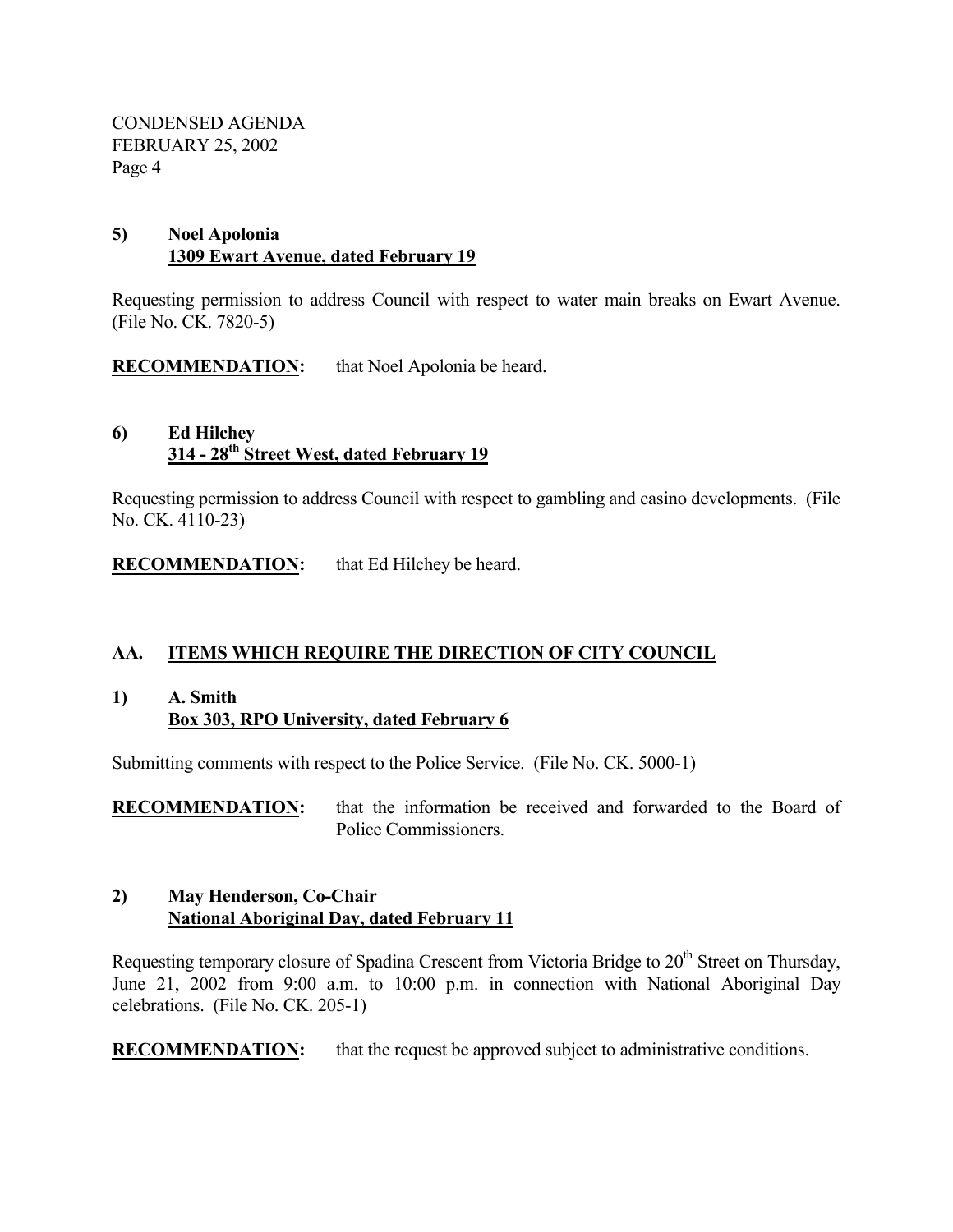**5) Noel Apolonia**
**<u>1309 Ewart Avenue, dated February 19</u>**

Requesting permission to address Council with respect to water main breaks on Ewart Avenue. (File No. CK. 7820-5)

**<u>RECOMMENDATION</u>:** that Noel Apolonia be heard.

**6) Ed Hilchey**
**<u>314 - 28th Street West, dated February 19</u>**

Requesting permission to address Council with respect to gambling and casino developments. (File No. CK. 4110-23)

**<u>RECOMMENDATION</u>:** that Ed Hilchey be heard.

## AA. <u>ITEMS WHICH REQUIRE THE DIRECTION OF CITY COUNCIL</u>

**1) A. Smith**
**<u>Box 303, RPO University, dated February 6</u>**

Submitting comments with respect to the Police Service. (File No. CK. 5000-1)

**<u>RECOMMENDATION</u>:** that the information be received and forwarded to the Board of Police Commissioners.

**2) May Henderson, Co-Chair**
**<u>National Aboriginal Day, dated February 11</u>**

Requesting temporary closure of Spadina Crescent from Victoria Bridge to 20th Street on Thursday, June 21, 2002 from 9:00 a.m. to 10:00 p.m. in connection with National Aboriginal Day celebrations. (File No. CK. 205-1)

**<u>RECOMMENDATION</u>:** that the request be approved subject to administrative conditions.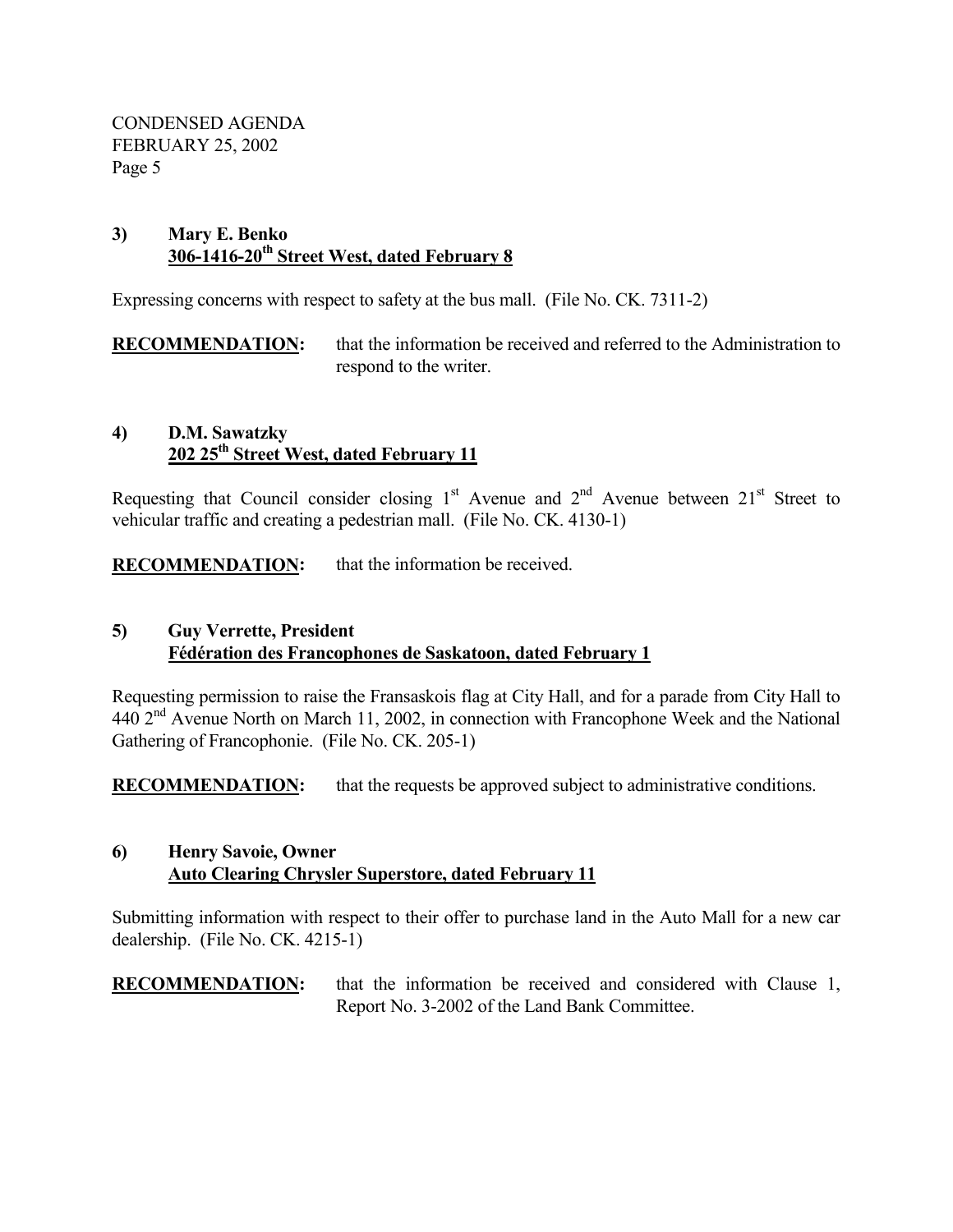**3) Mary E. Benko**
**306-1416-20th Street West, dated February 8**

Expressing concerns with respect to safety at the bus mall. (File No. CK. 7311-2)

**RECOMMENDATION:** that the information be received and referred to the Administration to respond to the writer.

**4) D.M. Sawatzky**
**202 25th Street West, dated February 11**

Requesting that Council consider closing 1st Avenue and 2nd Avenue between 21st Street to vehicular traffic and creating a pedestrian mall. (File No. CK. 4130-1)

**RECOMMENDATION:** that the information be received.

**5) Guy Verrette, President**
**Fédération des Francophones de Saskatoon, dated February 1**

Requesting permission to raise the Fransaskois flag at City Hall, and for a parade from City Hall to 440 2nd Avenue North on March 11, 2002, in connection with Francophone Week and the National Gathering of Francophonie. (File No. CK. 205-1)

**RECOMMENDATION:** that the requests be approved subject to administrative conditions.

**6) Henry Savoie, Owner**
**Auto Clearing Chrysler Superstore, dated February 11**

Submitting information with respect to their offer to purchase land in the Auto Mall for a new car dealership. (File No. CK. 4215-1)

**RECOMMENDATION:** that the information be received and considered with Clause 1, Report No. 3-2002 of the Land Bank Committee.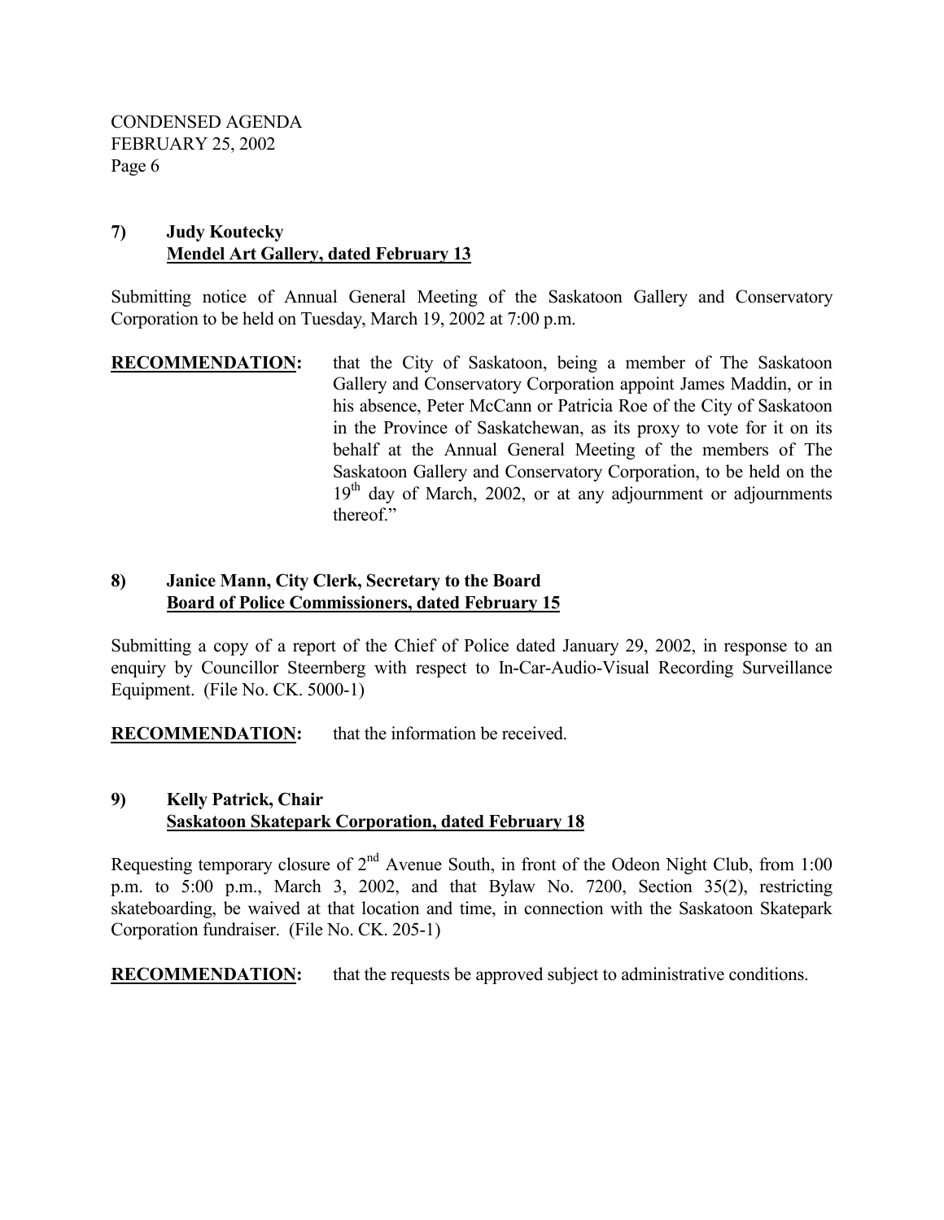**7) Judy Koutecky**
**<u>Mendel Art Gallery, dated February 13</u>**

Submitting notice of Annual General Meeting of the Saskatoon Gallery and Conservatory Corporation to be held on Tuesday, March 19, 2002 at 7:00 p.m.

**<u>RECOMMENDATION</u>:** that the City of Saskatoon, being a member of The Saskatoon Gallery and Conservatory Corporation appoint James Maddin, or in his absence, Peter McCann or Patricia Roe of the City of Saskatoon in the Province of Saskatchewan, as its proxy to vote for it on its behalf at the Annual General Meeting of the members of The Saskatoon Gallery and Conservatory Corporation, to be held on the 19th day of March, 2002, or at any adjournment or adjournments thereof."

**8) Janice Mann, City Clerk, Secretary to the Board**
**<u>Board of Police Commissioners, dated February 15</u>**

Submitting a copy of a report of the Chief of Police dated January 29, 2002, in response to an enquiry by Councillor Steernberg with respect to In-Car-Audio-Visual Recording Surveillance Equipment. (File No. CK. 5000-1)

**<u>RECOMMENDATION</u>:** that the information be received.

**9) Kelly Patrick, Chair**
**<u>Saskatoon Skatepark Corporation, dated February 18</u>**

Requesting temporary closure of 2nd Avenue South, in front of the Odeon Night Club, from 1:00 p.m. to 5:00 p.m., March 3, 2002, and that Bylaw No. 7200, Section 35(2), restricting skateboarding, be waived at that location and time, in connection with the Saskatoon Skatepark Corporation fundraiser. (File No. CK. 205-1)

**<u>RECOMMENDATION</u>:** that the requests be approved subject to administrative conditions.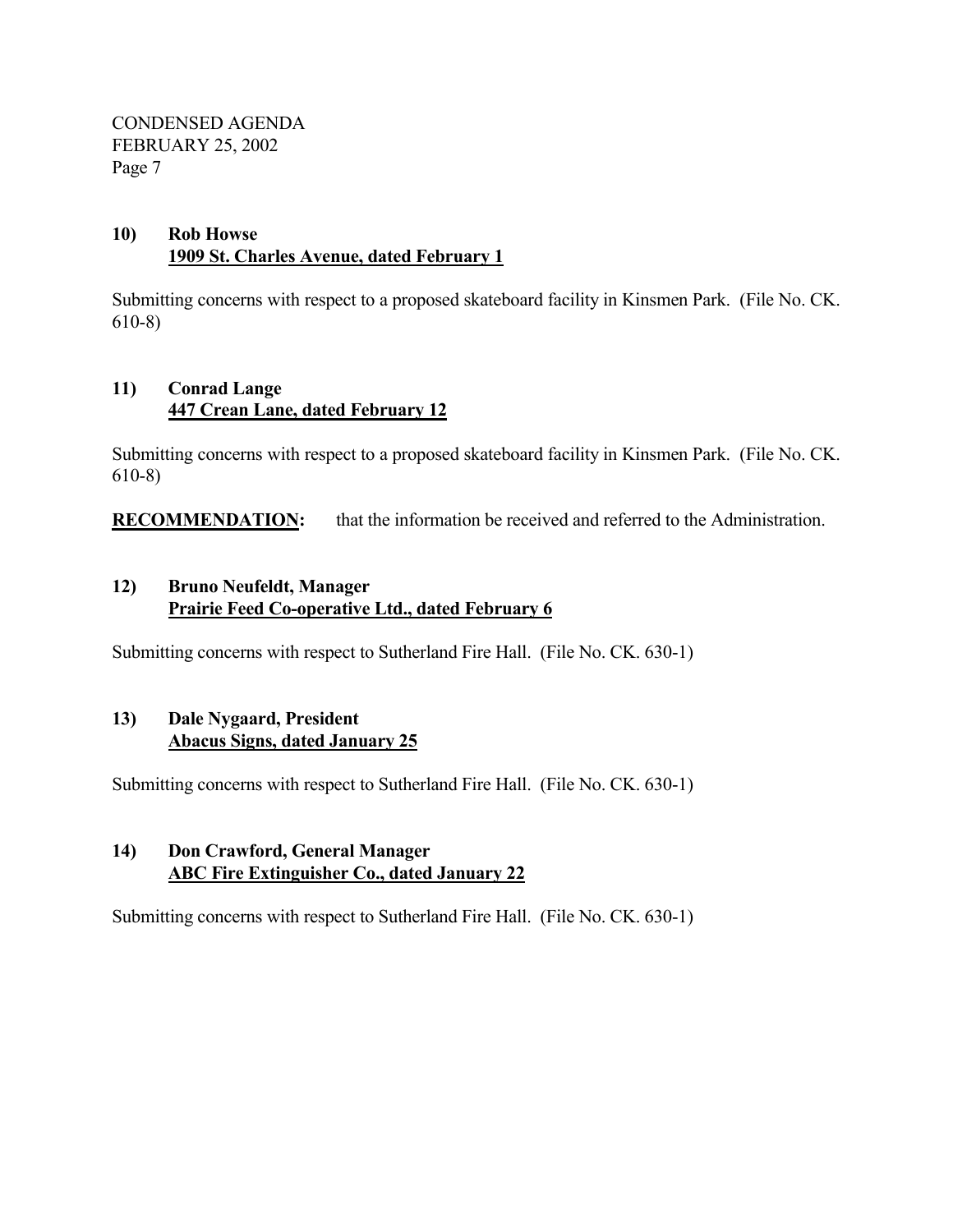**10) Rob Howse**
**<u>1909 St. Charles Avenue, dated February 1</u>**

Submitting concerns with respect to a proposed skateboard facility in Kinsmen Park. (File No. CK. 610-8)

**11) Conrad Lange**
**<u>447 Crean Lane, dated February 12</u>**

Submitting concerns with respect to a proposed skateboard facility in Kinsmen Park. (File No. CK. 610-8)

**<u>RECOMMENDATION</u>:** that the information be received and referred to the Administration.

**12) Bruno Neufeldt, Manager**
**<u>Prairie Feed Co-operative Ltd., dated February 6</u>**

Submitting concerns with respect to Sutherland Fire Hall. (File No. CK. 630-1)

**13) Dale Nygaard, President**
**<u>Abacus Signs, dated January 25</u>**

Submitting concerns with respect to Sutherland Fire Hall. (File No. CK. 630-1)

**14) Don Crawford, General Manager**
**<u>ABC Fire Extinguisher Co., dated January 22</u>**

Submitting concerns with respect to Sutherland Fire Hall. (File No. CK. 630-1)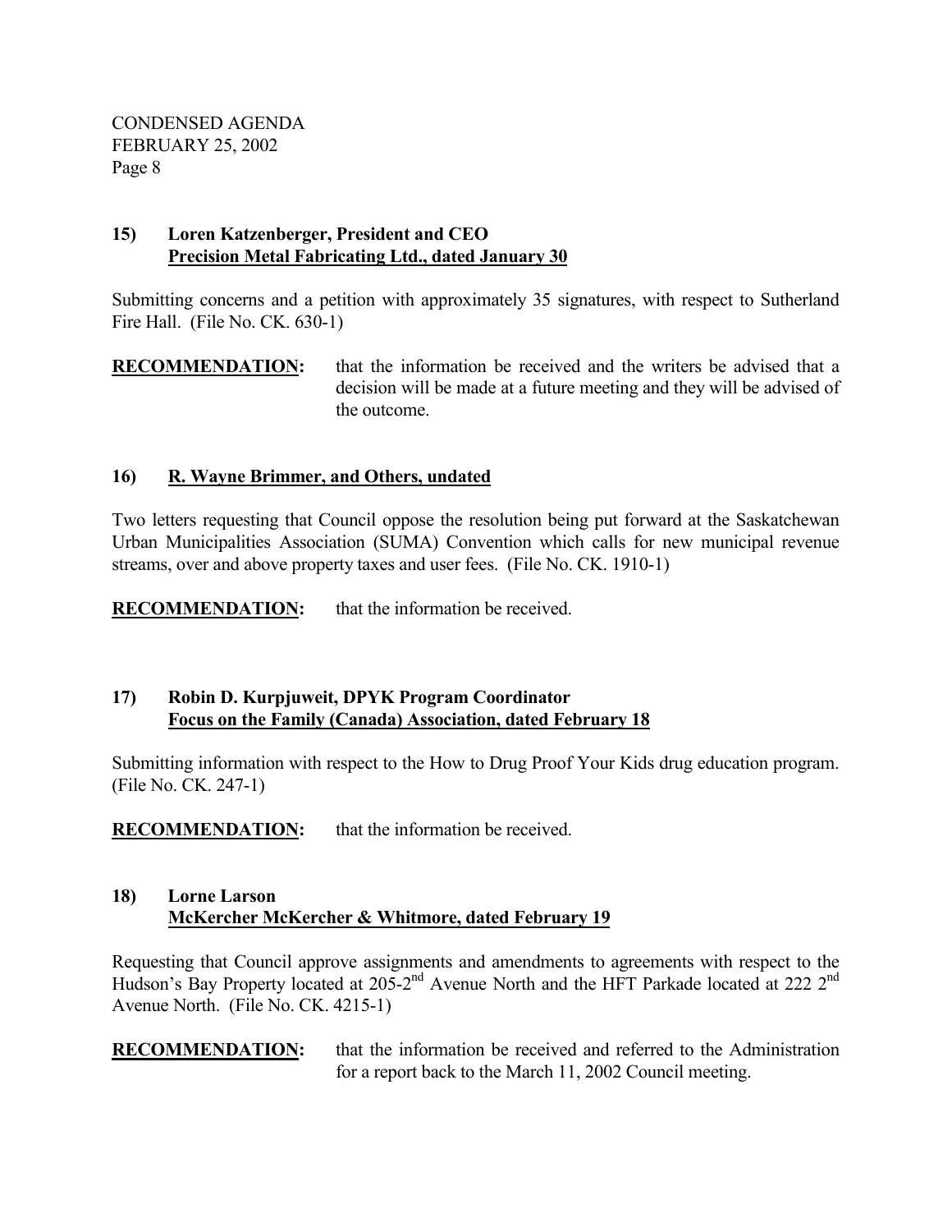**15) Loren Katzenberger, President and CEO**
**<u>Precision Metal Fabricating Ltd., dated January 30</u>**

Submitting concerns and a petition with approximately 35 signatures, with respect to Sutherland Fire Hall. (File No. CK. 630-1)

**<u>RECOMMENDATION</u>:** that the information be received and the writers be advised that a decision will be made at a future meeting and they will be advised of the outcome.

**16) <u>R. Wayne Brimmer, and Others, undated</u>**

Two letters requesting that Council oppose the resolution being put forward at the Saskatchewan Urban Municipalities Association (SUMA) Convention which calls for new municipal revenue streams, over and above property taxes and user fees. (File No. CK. 1910-1)

**<u>RECOMMENDATION</u>:** that the information be received.

**17) Robin D. Kurpjuweit, DPYK Program Coordinator**
**<u>Focus on the Family (Canada) Association, dated February 18</u>**

Submitting information with respect to the How to Drug Proof Your Kids drug education program. (File No. CK. 247-1)

**<u>RECOMMENDATION</u>:** that the information be received.

**18) Lorne Larson**
**<u>McKercher McKercher & Whitmore, dated February 19</u>**

Requesting that Council approve assignments and amendments to agreements with respect to the Hudson's Bay Property located at 205-2nd Avenue North and the HFT Parkade located at 222 2nd Avenue North. (File No. CK. 4215-1)

**<u>RECOMMENDATION</u>:** that the information be received and referred to the Administration for a report back to the March 11, 2002 Council meeting.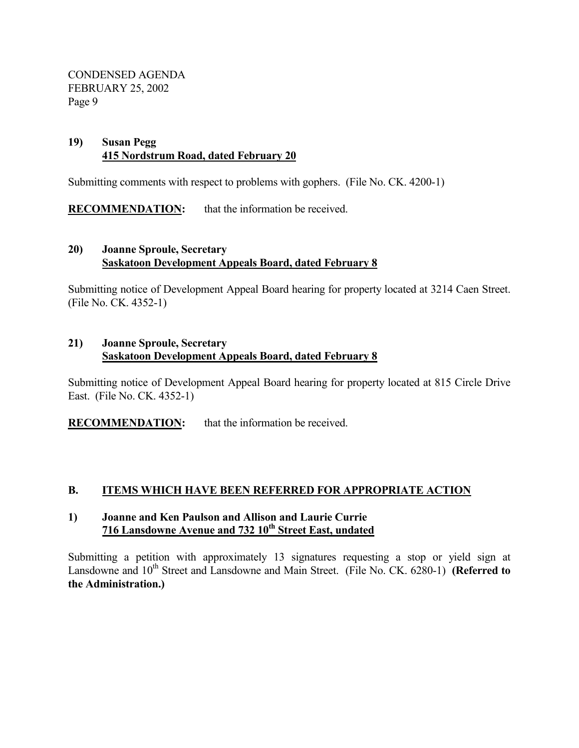**19) Susan Pegg**
**<u>415 Nordstrum Road, dated February 20</u>**

Submitting comments with respect to problems with gophers. (File No. CK. 4200-1)

**<u>RECOMMENDATION</u>:** that the information be received.

**20) Joanne Sproule, Secretary**
**<u>Saskatoon Development Appeals Board, dated February 8</u>**

Submitting notice of Development Appeal Board hearing for property located at 3214 Caen Street. (File No. CK. 4352-1)

**21) Joanne Sproule, Secretary**
**<u>Saskatoon Development Appeals Board, dated February 8</u>**

Submitting notice of Development Appeal Board hearing for property located at 815 Circle Drive East. (File No. CK. 4352-1)

**<u>RECOMMENDATION</u>:** that the information be received.

## B. <u>ITEMS WHICH HAVE BEEN REFERRED FOR APPROPRIATE ACTION</u>

**1) Joanne and Ken Paulson and Allison and Laurie Currie**
**<u>716 Lansdowne Avenue and 732 10th Street East, undated</u>**

Submitting a petition with approximately 13 signatures requesting a stop or yield sign at Lansdowne and 10th Street and Lansdowne and Main Street. (File No. CK. 6280-1) **(Referred to the Administration.)**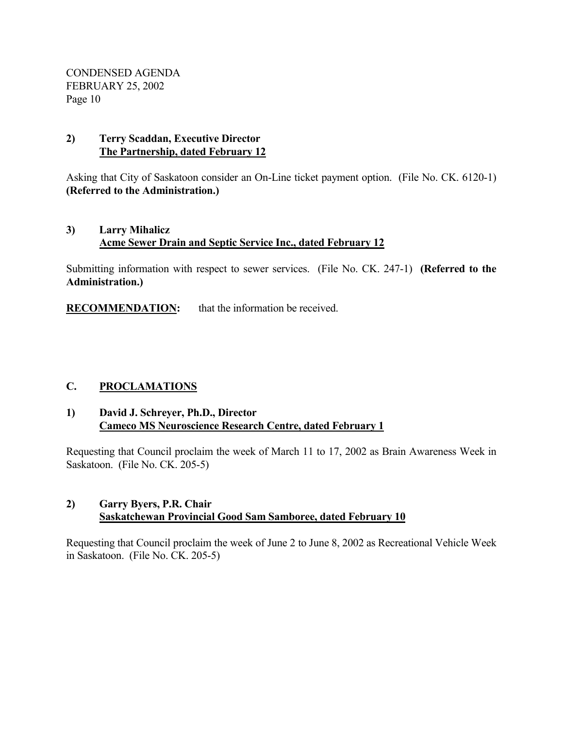**2) Terry Scaddan, Executive Director**
**The Partnership, dated February 12**

Asking that City of Saskatoon consider an On-Line ticket payment option. (File No. CK. 6120-1) **(Referred to the Administration.)**

**3) Larry Mihalicz**
**Acme Sewer Drain and Septic Service Inc., dated February 12**

Submitting information with respect to sewer services. (File No. CK. 247-1) **(Referred to the Administration.)**

**RECOMMENDATION:** that the information be received.

## C. PROCLAMATIONS

**1) David J. Schreyer, Ph.D., Director**
**Cameco MS Neuroscience Research Centre, dated February 1**

Requesting that Council proclaim the week of March 11 to 17, 2002 as Brain Awareness Week in Saskatoon. (File No. CK. 205-5)

**2) Garry Byers, P.R. Chair**
**Saskatchewan Provincial Good Sam Samboree, dated February 10**

Requesting that Council proclaim the week of June 2 to June 8, 2002 as Recreational Vehicle Week in Saskatoon. (File No. CK. 205-5)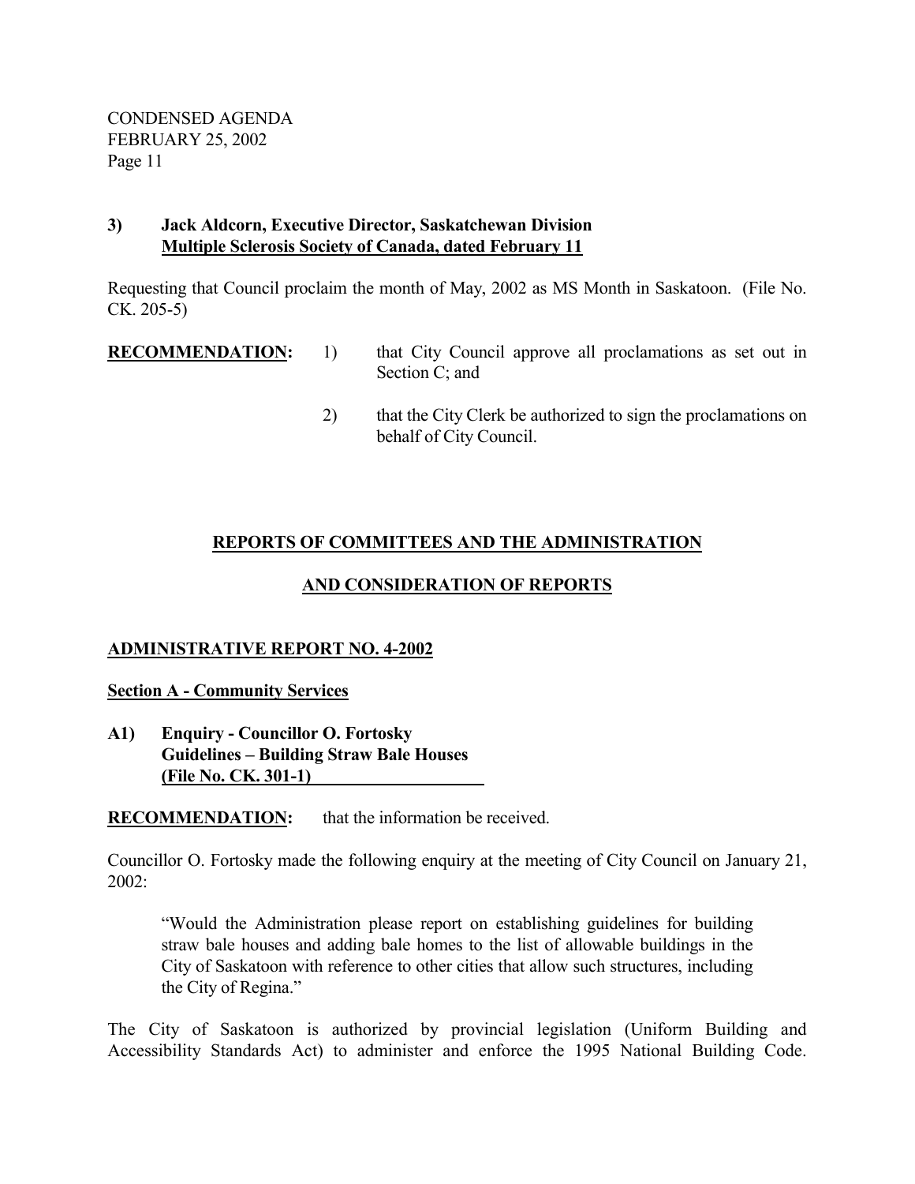**3) Jack Aldcorn, Executive Director, Saskatchewan Division**
**Multiple Sclerosis Society of Canada, dated February 11**

Requesting that Council proclaim the month of May, 2002 as MS Month in Saskatoon. (File No. CK. 205-5)

**RECOMMENDATION:**

1) that City Council approve all proclamations as set out in Section C; and

2) that the City Clerk be authorized to sign the proclamations on behalf of City Council.

## REPORTS OF COMMITTEES AND THE ADMINISTRATION AND CONSIDERATION OF REPORTS

### ADMINISTRATIVE REPORT NO. 4-2002

#### Section A - Community Services

**A1) Enquiry - Councillor O. Fortosky**
**Guidelines – Building Straw Bale Houses**
**(File No. CK. 301-1)**

**RECOMMENDATION:** that the information be received.

Councillor O. Fortosky made the following enquiry at the meeting of City Council on January 21, 2002:

> "Would the Administration please report on establishing guidelines for building straw bale houses and adding bale homes to the list of allowable buildings in the City of Saskatoon with reference to other cities that allow such structures, including the City of Regina."

The City of Saskatoon is authorized by provincial legislation (Uniform Building and Accessibility Standards Act) to administer and enforce the 1995 National Building Code.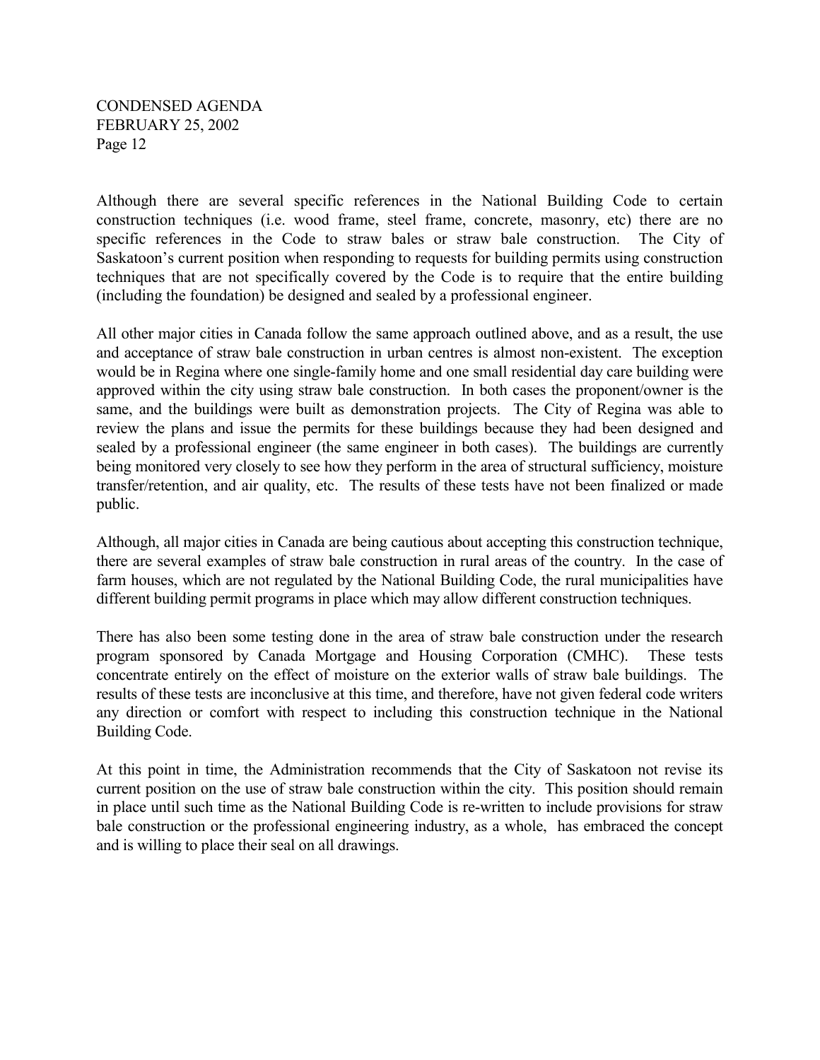Although there are several specific references in the National Building Code to certain construction techniques (i.e. wood frame, steel frame, concrete, masonry, etc) there are no specific references in the Code to straw bales or straw bale construction. The City of Saskatoon's current position when responding to requests for building permits using construction techniques that are not specifically covered by the Code is to require that the entire building (including the foundation) be designed and sealed by a professional engineer.

All other major cities in Canada follow the same approach outlined above, and as a result, the use and acceptance of straw bale construction in urban centres is almost non-existent. The exception would be in Regina where one single-family home and one small residential day care building were approved within the city using straw bale construction. In both cases the proponent/owner is the same, and the buildings were built as demonstration projects. The City of Regina was able to review the plans and issue the permits for these buildings because they had been designed and sealed by a professional engineer (the same engineer in both cases). The buildings are currently being monitored very closely to see how they perform in the area of structural sufficiency, moisture transfer/retention, and air quality, etc. The results of these tests have not been finalized or made public.

Although, all major cities in Canada are being cautious about accepting this construction technique, there are several examples of straw bale construction in rural areas of the country. In the case of farm houses, which are not regulated by the National Building Code, the rural municipalities have different building permit programs in place which may allow different construction techniques.

There has also been some testing done in the area of straw bale construction under the research program sponsored by Canada Mortgage and Housing Corporation (CMHC). These tests concentrate entirely on the effect of moisture on the exterior walls of straw bale buildings. The results of these tests are inconclusive at this time, and therefore, have not given federal code writers any direction or comfort with respect to including this construction technique in the National Building Code.

At this point in time, the Administration recommends that the City of Saskatoon not revise its current position on the use of straw bale construction within the city. This position should remain in place until such time as the National Building Code is re-written to include provisions for straw bale construction or the professional engineering industry, as a whole, has embraced the concept and is willing to place their seal on all drawings.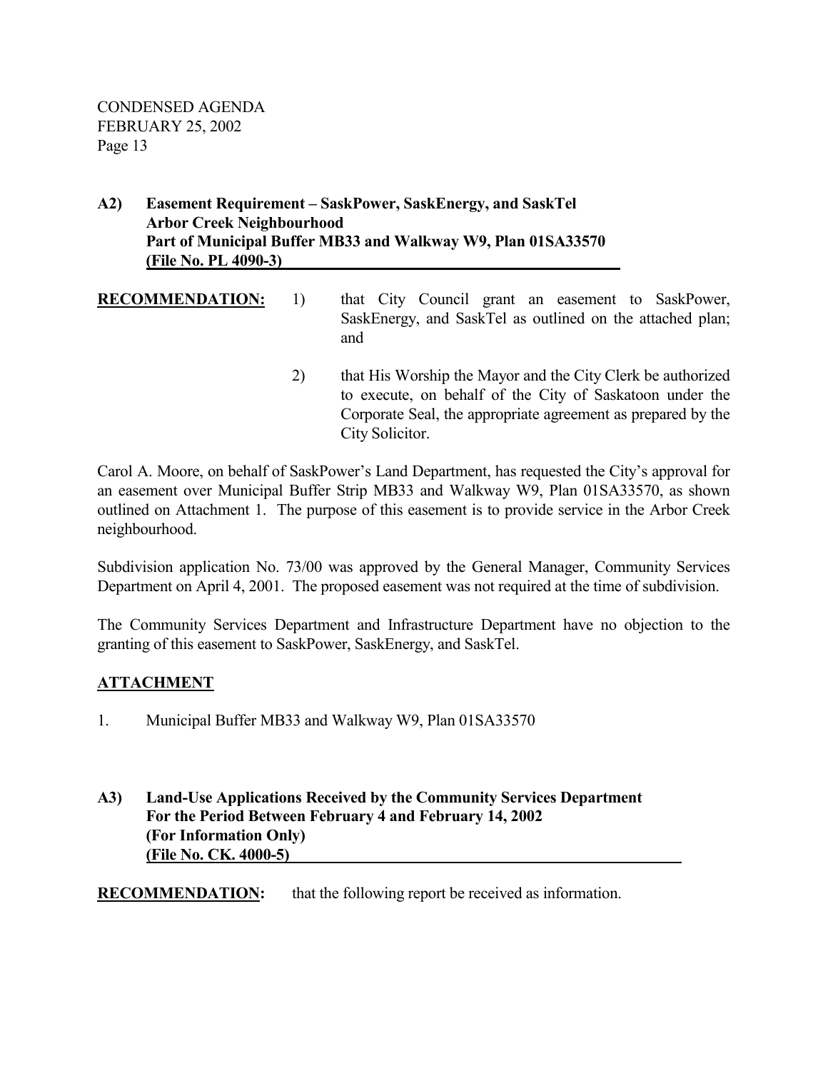**A2) Easement Requirement – SaskPower, SaskEnergy, and SaskTel**
**Arbor Creek Neighbourhood**
**Part of Municipal Buffer MB33 and Walkway W9, Plan 01SA33570**
**(File No. PL 4090-3)**

**RECOMMENDATION:**

1) that City Council grant an easement to SaskPower, SaskEnergy, and SaskTel as outlined on the attached plan; and

2) that His Worship the Mayor and the City Clerk be authorized to execute, on behalf of the City of Saskatoon under the Corporate Seal, the appropriate agreement as prepared by the City Solicitor.

Carol A. Moore, on behalf of SaskPower's Land Department, has requested the City's approval for an easement over Municipal Buffer Strip MB33 and Walkway W9, Plan 01SA33570, as shown outlined on Attachment 1. The purpose of this easement is to provide service in the Arbor Creek neighbourhood.

Subdivision application No. 73/00 was approved by the General Manager, Community Services Department on April 4, 2001. The proposed easement was not required at the time of subdivision.

The Community Services Department and Infrastructure Department have no objection to the granting of this easement to SaskPower, SaskEnergy, and SaskTel.

**ATTACHMENT**

1. Municipal Buffer MB33 and Walkway W9, Plan 01SA33570

**A3) Land-Use Applications Received by the Community Services Department**
**For the Period Between February 4 and February 14, 2002**
**(For Information Only)**
**(File No. CK. 4000-5)**

**RECOMMENDATION:** that the following report be received as information.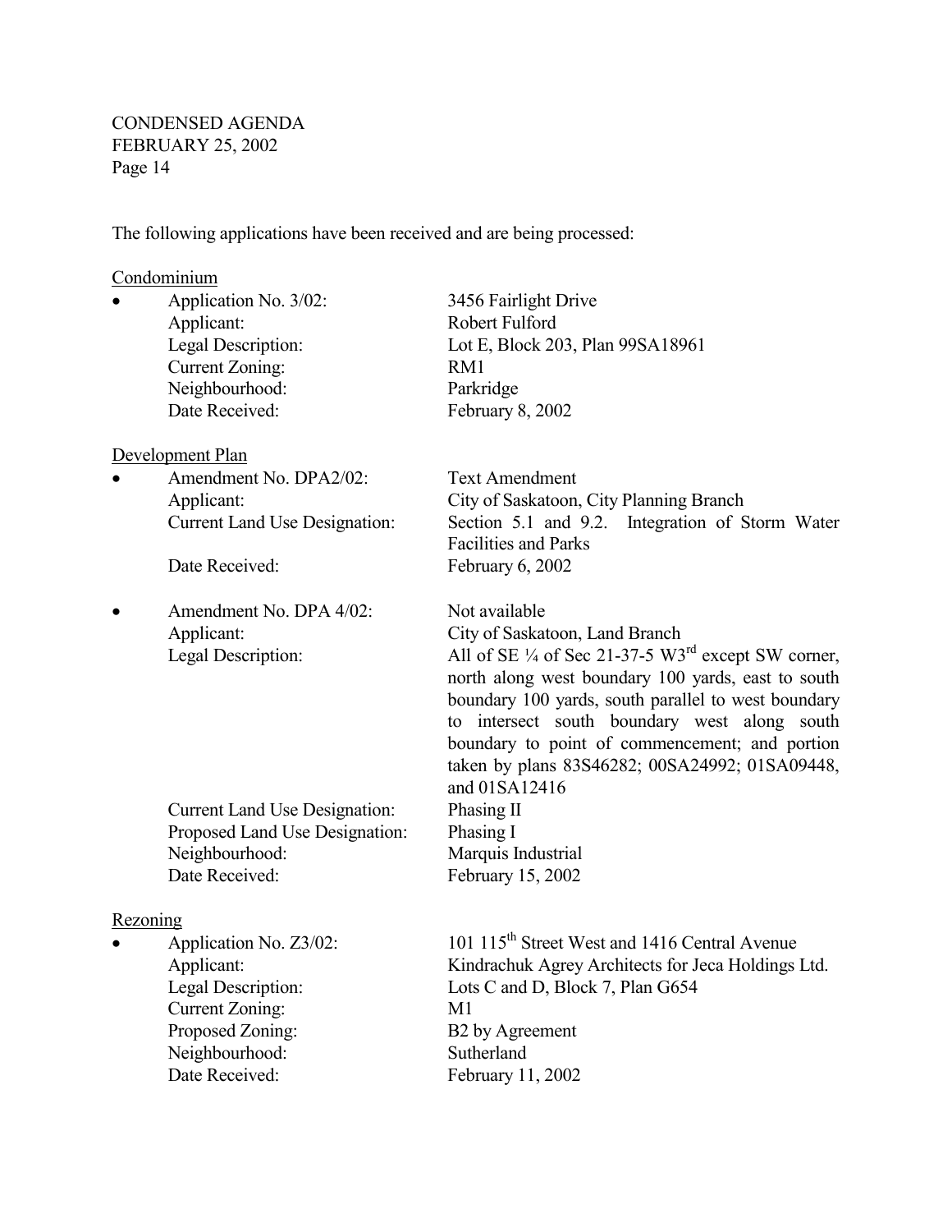The following applications have been received and are being processed:

Condominium

- Application No. 3/02: 3456 Fairlight Drive
  Applicant: Robert Fulford
  Legal Description: Lot E, Block 203, Plan 99SA18961
  Current Zoning: RM1
  Neighbourhood: Parkridge
  Date Received: February 8, 2002

Development Plan

- Amendment No. DPA2/02: Text Amendment
  Applicant: City of Saskatoon, City Planning Branch
  Current Land Use Designation: Section 5.1 and 9.2. Integration of Storm Water Facilities and Parks
  Date Received: February 6, 2002

- Amendment No. DPA 4/02: Not available
  Applicant: City of Saskatoon, Land Branch
  Legal Description: All of SE ¼ of Sec 21-37-5 W3rd except SW corner, north along west boundary 100 yards, east to south boundary 100 yards, south parallel to west boundary to intersect south boundary west along south boundary to point of commencement; and portion taken by plans 83S46282; 00SA24992; 01SA09448, and 01SA12416
  Current Land Use Designation: Phasing II
  Proposed Land Use Designation: Phasing I
  Neighbourhood: Marquis Industrial
  Date Received: February 15, 2002

Rezoning

- Application No. Z3/02: 101 115th Street West and 1416 Central Avenue
  Applicant: Kindrachuk Agrey Architects for Jeca Holdings Ltd.
  Legal Description: Lots C and D, Block 7, Plan G654
  Current Zoning: M1
  Proposed Zoning: B2 by Agreement
  Neighbourhood: Sutherland
  Date Received: February 11, 2002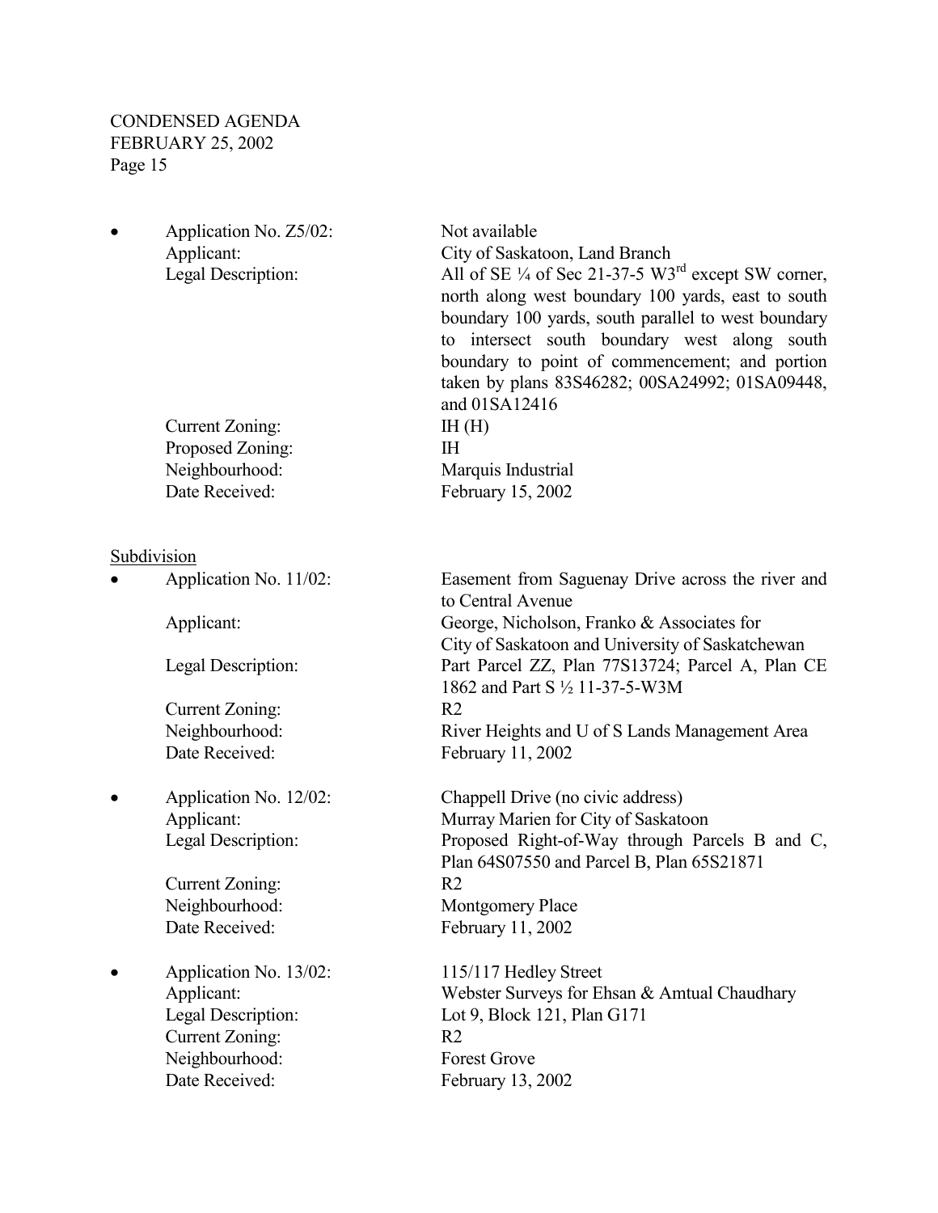- Application No. Z5/02: Not available
  Applicant: City of Saskatoon, Land Branch
  Legal Description: All of SE ¼ of Sec 21-37-5 W3rd except SW corner, north along west boundary 100 yards, east to south boundary 100 yards, south parallel to west boundary to intersect south boundary west along south boundary to point of commencement; and portion taken by plans 83S46282; 00SA24992; 01SA09448, and 01SA12416
  Current Zoning: IH (H)
  Proposed Zoning: IH
  Neighbourhood: Marquis Industrial
  Date Received: February 15, 2002

<u>Subdivision</u>

- Application No. 11/02: Easement from Saguenay Drive across the river and to Central Avenue
  Applicant: George, Nicholson, Franko & Associates for City of Saskatoon and University of Saskatchewan
  Legal Description: Part Parcel ZZ, Plan 77S13724; Parcel A, Plan CE 1862 and Part S ½ 11-37-5-W3M
  Current Zoning: R2
  Neighbourhood: River Heights and U of S Lands Management Area
  Date Received: February 11, 2002

- Application No. 12/02: Chappell Drive (no civic address)
  Applicant: Murray Marien for City of Saskatoon
  Legal Description: Proposed Right-of-Way through Parcels B and C, Plan 64S07550 and Parcel B, Plan 65S21871
  Current Zoning: R2
  Neighbourhood: Montgomery Place
  Date Received: February 11, 2002

- Application No. 13/02: 115/117 Hedley Street
  Applicant: Webster Surveys for Ehsan & Amtual Chaudhary
  Legal Description: Lot 9, Block 121, Plan G171
  Current Zoning: R2
  Neighbourhood: Forest Grove
  Date Received: February 13, 2002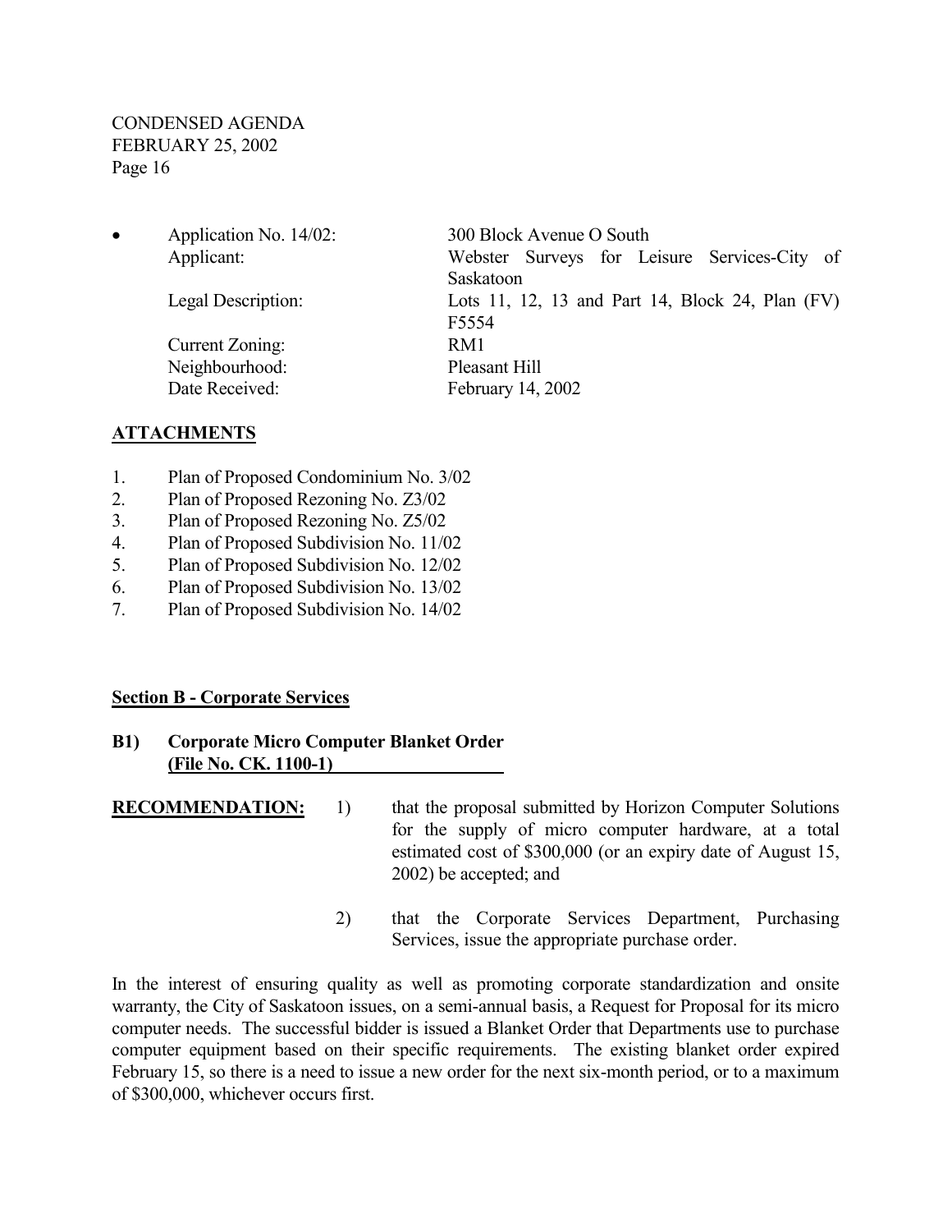- Application No. 14/02: 300 Block Avenue O South
  Applicant: Webster Surveys for Leisure Services-City of Saskatoon
  Legal Description: Lots 11, 12, 13 and Part 14, Block 24, Plan (FV) F5554
  Current Zoning: RM1
  Neighbourhood: Pleasant Hill
  Date Received: February 14, 2002

## ATTACHMENTS

1. Plan of Proposed Condominium No. 3/02
2. Plan of Proposed Rezoning No. Z3/02
3. Plan of Proposed Rezoning No. Z5/02
4. Plan of Proposed Subdivision No. 11/02
5. Plan of Proposed Subdivision No. 12/02
6. Plan of Proposed Subdivision No. 13/02
7. Plan of Proposed Subdivision No. 14/02

## Section B - Corporate Services

### B1) Corporate Micro Computer Blanket Order (File No. CK. 1100-1)

**RECOMMENDATION:**

1) that the proposal submitted by Horizon Computer Solutions for the supply of micro computer hardware, at a total estimated cost of $300,000 (or an expiry date of August 15, 2002) be accepted; and

2) that the Corporate Services Department, Purchasing Services, issue the appropriate purchase order.

In the interest of ensuring quality as well as promoting corporate standardization and onsite warranty, the City of Saskatoon issues, on a semi-annual basis, a Request for Proposal for its micro computer needs. The successful bidder is issued a Blanket Order that Departments use to purchase computer equipment based on their specific requirements. The existing blanket order expired February 15, so there is a need to issue a new order for the next six-month period, or to a maximum of $300,000, whichever occurs first.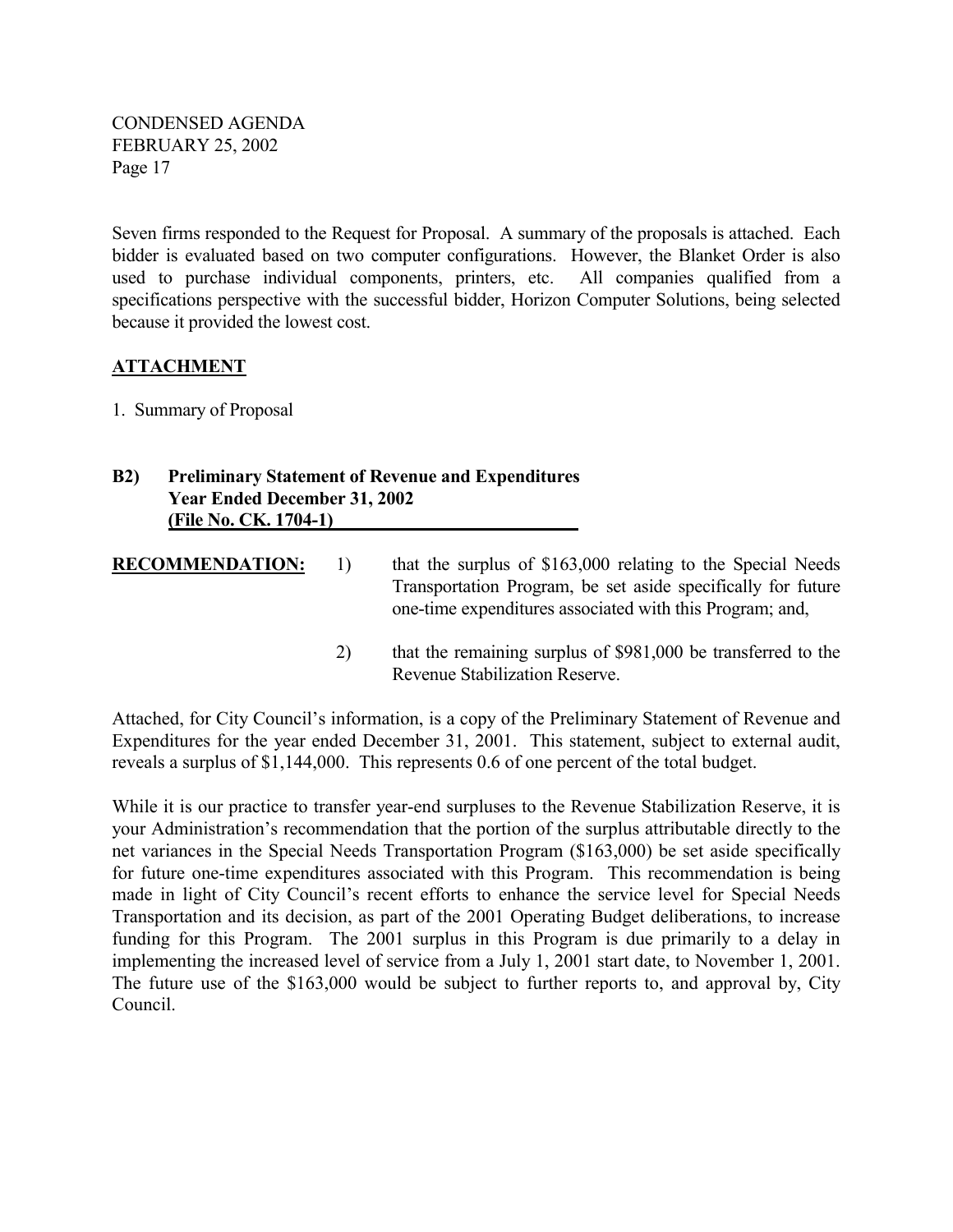Seven firms responded to the Request for Proposal. A summary of the proposals is attached. Each bidder is evaluated based on two computer configurations. However, the Blanket Order is also used to purchase individual components, printers, etc. All companies qualified from a specifications perspective with the successful bidder, Horizon Computer Solutions, being selected because it provided the lowest cost.

**ATTACHMENT**

1. Summary of Proposal

**B2) Preliminary Statement of Revenue and Expenditures**
**Year Ended December 31, 2002**
**(File No. CK. 1704-1)**

**RECOMMENDATION:**

1) that the surplus of $163,000 relating to the Special Needs Transportation Program, be set aside specifically for future one-time expenditures associated with this Program; and,

2) that the remaining surplus of $981,000 be transferred to the Revenue Stabilization Reserve.

Attached, for City Council's information, is a copy of the Preliminary Statement of Revenue and Expenditures for the year ended December 31, 2001. This statement, subject to external audit, reveals a surplus of $1,144,000. This represents 0.6 of one percent of the total budget.

While it is our practice to transfer year-end surpluses to the Revenue Stabilization Reserve, it is your Administration's recommendation that the portion of the surplus attributable directly to the net variances in the Special Needs Transportation Program ($163,000) be set aside specifically for future one-time expenditures associated with this Program. This recommendation is being made in light of City Council's recent efforts to enhance the service level for Special Needs Transportation and its decision, as part of the 2001 Operating Budget deliberations, to increase funding for this Program. The 2001 surplus in this Program is due primarily to a delay in implementing the increased level of service from a July 1, 2001 start date, to November 1, 2001. The future use of the $163,000 would be subject to further reports to, and approval by, City Council.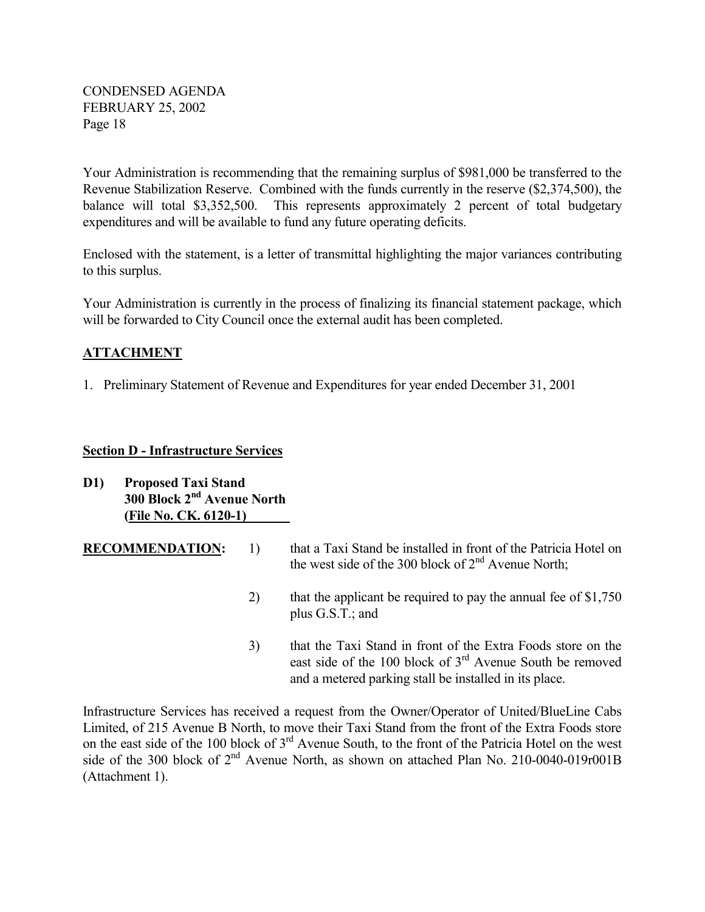Your Administration is recommending that the remaining surplus of $981,000 be transferred to the Revenue Stabilization Reserve. Combined with the funds currently in the reserve ($2,374,500), the balance will total $3,352,500. This represents approximately 2 percent of total budgetary expenditures and will be available to fund any future operating deficits.

Enclosed with the statement, is a letter of transmittal highlighting the major variances contributing to this surplus.

Your Administration is currently in the process of finalizing its financial statement package, which will be forwarded to City Council once the external audit has been completed.

**ATTACHMENT**

1. Preliminary Statement of Revenue and Expenditures for year ended December 31, 2001

**Section D - Infrastructure Services**

**D1) Proposed Taxi Stand**
**300 Block 2nd Avenue North**
**(File No. CK. 6120-1)**

**RECOMMENDATION:**

1) that a Taxi Stand be installed in front of the Patricia Hotel on the west side of the 300 block of 2nd Avenue North;

2) that the applicant be required to pay the annual fee of $1,750 plus G.S.T.; and

3) that the Taxi Stand in front of the Extra Foods store on the east side of the 100 block of 3rd Avenue South be removed and a metered parking stall be installed in its place.

Infrastructure Services has received a request from the Owner/Operator of United/BlueLine Cabs Limited, of 215 Avenue B North, to move their Taxi Stand from the front of the Extra Foods store on the east side of the 100 block of 3rd Avenue South, to the front of the Patricia Hotel on the west side of the 300 block of 2nd Avenue North, as shown on attached Plan No. 210-0040-019r001B (Attachment 1).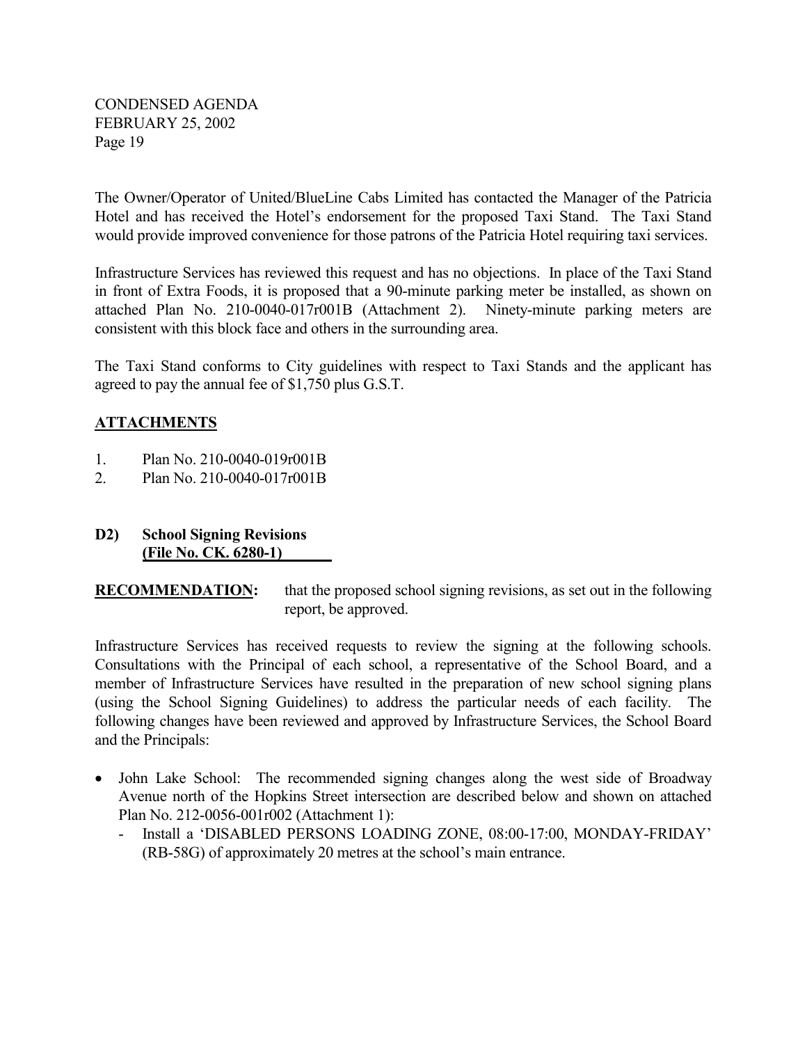The Owner/Operator of United/BlueLine Cabs Limited has contacted the Manager of the Patricia Hotel and has received the Hotel's endorsement for the proposed Taxi Stand. The Taxi Stand would provide improved convenience for those patrons of the Patricia Hotel requiring taxi services.

Infrastructure Services has reviewed this request and has no objections. In place of the Taxi Stand in front of Extra Foods, it is proposed that a 90-minute parking meter be installed, as shown on attached Plan No. 210-0040-017r001B (Attachment 2). Ninety-minute parking meters are consistent with this block face and others in the surrounding area.

The Taxi Stand conforms to City guidelines with respect to Taxi Stands and the applicant has agreed to pay the annual fee of $1,750 plus G.S.T.

**ATTACHMENTS**

1. Plan No. 210-0040-019r001B
2. Plan No. 210-0040-017r001B

### D2) School Signing Revisions (File No. CK. 6280-1)

**RECOMMENDATION:** that the proposed school signing revisions, as set out in the following report, be approved.

Infrastructure Services has received requests to review the signing at the following schools. Consultations with the Principal of each school, a representative of the School Board, and a member of Infrastructure Services have resulted in the preparation of new school signing plans (using the School Signing Guidelines) to address the particular needs of each facility. The following changes have been reviewed and approved by Infrastructure Services, the School Board and the Principals:

- John Lake School: The recommended signing changes along the west side of Broadway Avenue north of the Hopkins Street intersection are described below and shown on attached Plan No. 212-0056-001r002 (Attachment 1):
  - Install a 'DISABLED PERSONS LOADING ZONE, 08:00-17:00, MONDAY-FRIDAY' (RB-58G) of approximately 20 metres at the school's main entrance.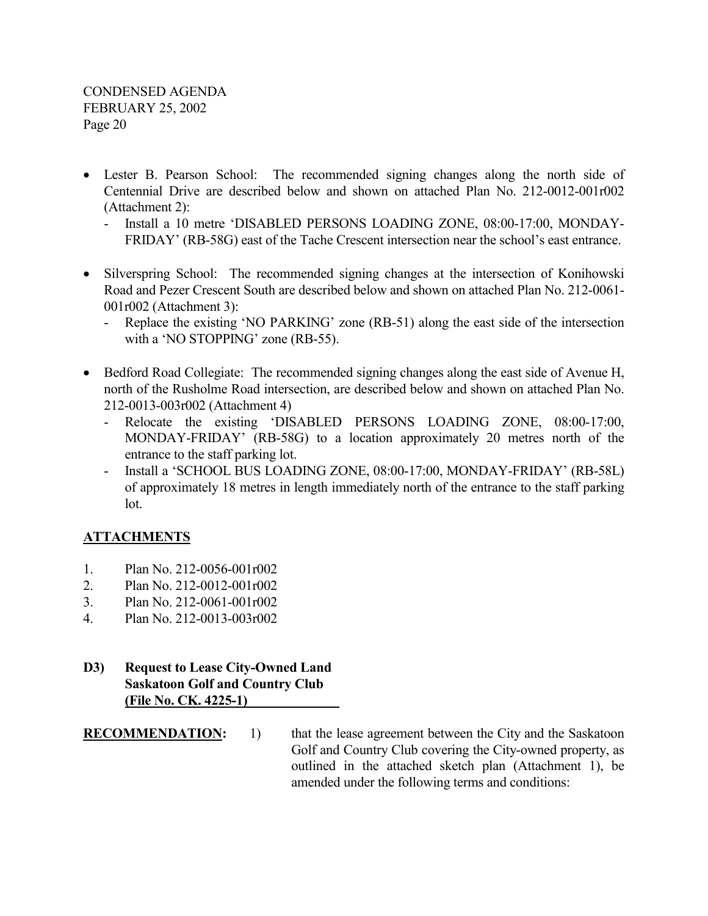- Lester B. Pearson School: The recommended signing changes along the north side of Centennial Drive are described below and shown on attached Plan No. 212-0012-001r002 (Attachment 2):
  - Install a 10 metre 'DISABLED PERSONS LOADING ZONE, 08:00-17:00, MONDAY-FRIDAY' (RB-58G) east of the Tache Crescent intersection near the school's east entrance.

- Silverspring School: The recommended signing changes at the intersection of Konihowski Road and Pezer Crescent South are described below and shown on attached Plan No. 212-0061-001r002 (Attachment 3):
  - Replace the existing 'NO PARKING' zone (RB-51) along the east side of the intersection with a 'NO STOPPING' zone (RB-55).

- Bedford Road Collegiate: The recommended signing changes along the east side of Avenue H, north of the Rusholme Road intersection, are described below and shown on attached Plan No. 212-0013-003r002 (Attachment 4)
  - Relocate the existing 'DISABLED PERSONS LOADING ZONE, 08:00-17:00, MONDAY-FRIDAY' (RB-58G) to a location approximately 20 metres north of the entrance to the staff parking lot.
  - Install a 'SCHOOL BUS LOADING ZONE, 08:00-17:00, MONDAY-FRIDAY' (RB-58L) of approximately 18 metres in length immediately north of the entrance to the staff parking lot.

## ATTACHMENTS

1. Plan No. 212-0056-001r002
2. Plan No. 212-0012-001r002
3. Plan No. 212-0061-001r002
4. Plan No. 212-0013-003r002

### D3) Request to Lease City-Owned Land Saskatoon Golf and Country Club (File No. CK. 4225-1)

**RECOMMENDATION:** 1) that the lease agreement between the City and the Saskatoon Golf and Country Club covering the City-owned property, as outlined in the attached sketch plan (Attachment 1), be amended under the following terms and conditions: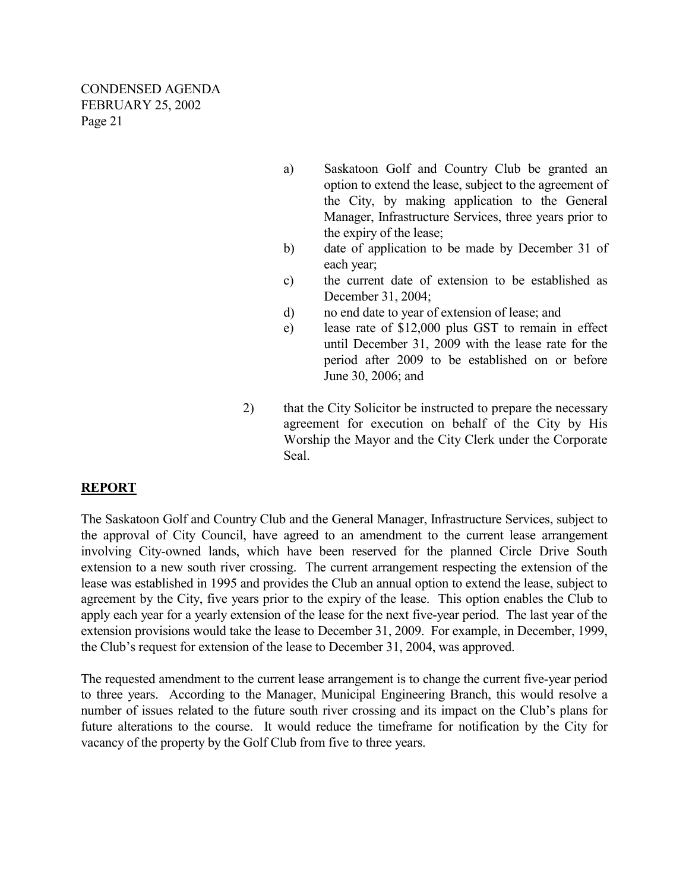a) Saskatoon Golf and Country Club be granted an option to extend the lease, subject to the agreement of the City, by making application to the General Manager, Infrastructure Services, three years prior to the expiry of the lease;

b) date of application to be made by December 31 of each year;

c) the current date of extension to be established as December 31, 2004;

d) no end date to year of extension of lease; and

e) lease rate of $12,000 plus GST to remain in effect until December 31, 2009 with the lease rate for the period after 2009 to be established on or before June 30, 2006; and

2) that the City Solicitor be instructed to prepare the necessary agreement for execution on behalf of the City by His Worship the Mayor and the City Clerk under the Corporate Seal.

**REPORT**

The Saskatoon Golf and Country Club and the General Manager, Infrastructure Services, subject to the approval of City Council, have agreed to an amendment to the current lease arrangement involving City-owned lands, which have been reserved for the planned Circle Drive South extension to a new south river crossing. The current arrangement respecting the extension of the lease was established in 1995 and provides the Club an annual option to extend the lease, subject to agreement by the City, five years prior to the expiry of the lease. This option enables the Club to apply each year for a yearly extension of the lease for the next five-year period. The last year of the extension provisions would take the lease to December 31, 2009. For example, in December, 1999, the Club's request for extension of the lease to December 31, 2004, was approved.

The requested amendment to the current lease arrangement is to change the current five-year period to three years. According to the Manager, Municipal Engineering Branch, this would resolve a number of issues related to the future south river crossing and its impact on the Club's plans for future alterations to the course. It would reduce the timeframe for notification by the City for vacancy of the property by the Golf Club from five to three years.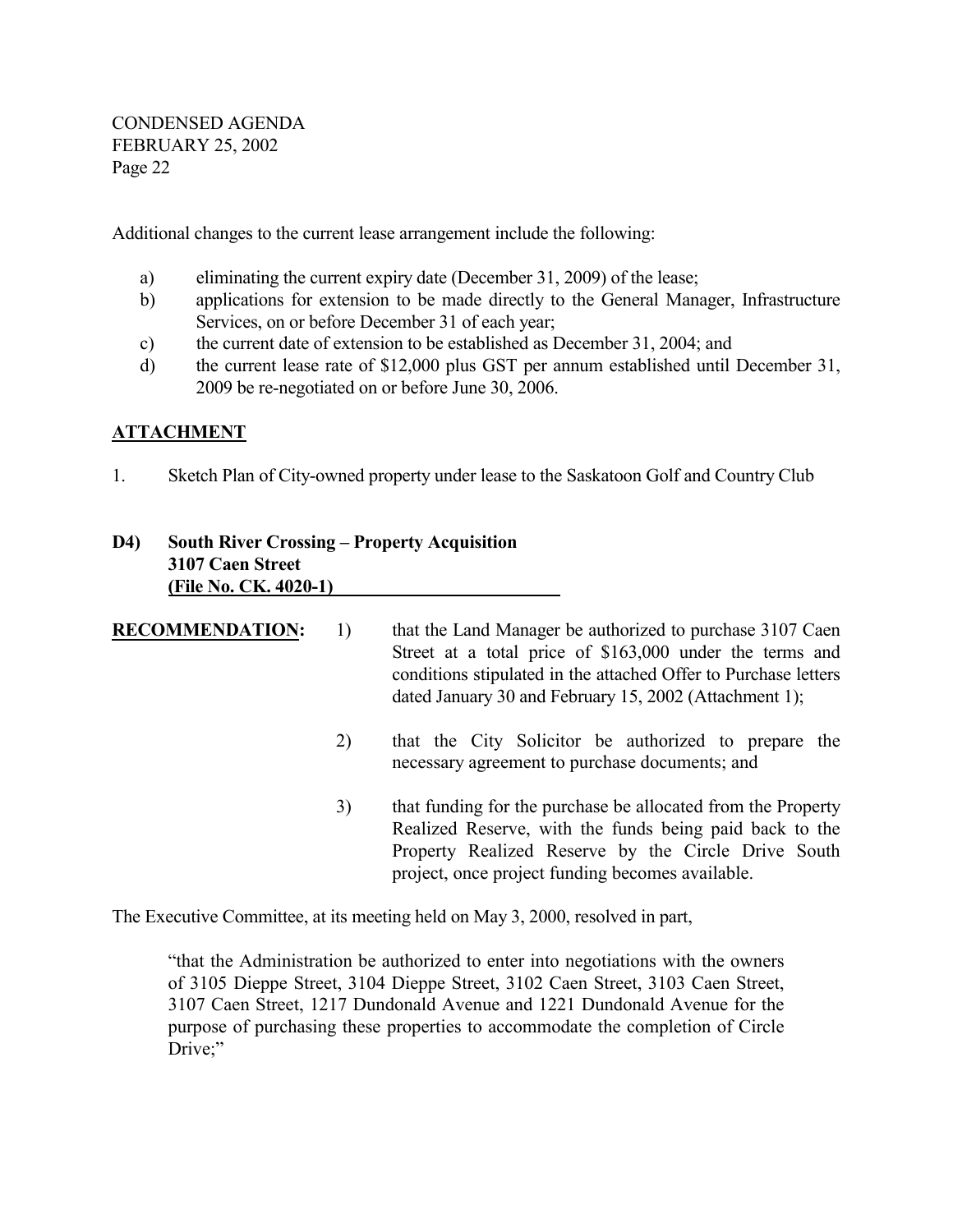Additional changes to the current lease arrangement include the following:

a) eliminating the current expiry date (December 31, 2009) of the lease;
b) applications for extension to be made directly to the General Manager, Infrastructure Services, on or before December 31 of each year;
c) the current date of extension to be established as December 31, 2004; and
d) the current lease rate of $12,000 plus GST per annum established until December 31, 2009 be re-negotiated on or before June 30, 2006.

**ATTACHMENT**

1. Sketch Plan of City-owned property under lease to the Saskatoon Golf and Country Club

**D4) South River Crossing – Property Acquisition**
**3107 Caen Street**
**(File No. CK. 4020-1)**

**RECOMMENDATION:**

1) that the Land Manager be authorized to purchase 3107 Caen Street at a total price of $163,000 under the terms and conditions stipulated in the attached Offer to Purchase letters dated January 30 and February 15, 2002 (Attachment 1);

2) that the City Solicitor be authorized to prepare the necessary agreement to purchase documents; and

3) that funding for the purchase be allocated from the Property Realized Reserve, with the funds being paid back to the Property Realized Reserve by the Circle Drive South project, once project funding becomes available.

The Executive Committee, at its meeting held on May 3, 2000, resolved in part,

> "that the Administration be authorized to enter into negotiations with the owners of 3105 Dieppe Street, 3104 Dieppe Street, 3102 Caen Street, 3103 Caen Street, 3107 Caen Street, 1217 Dundonald Avenue and 1221 Dundonald Avenue for the purpose of purchasing these properties to accommodate the completion of Circle Drive;"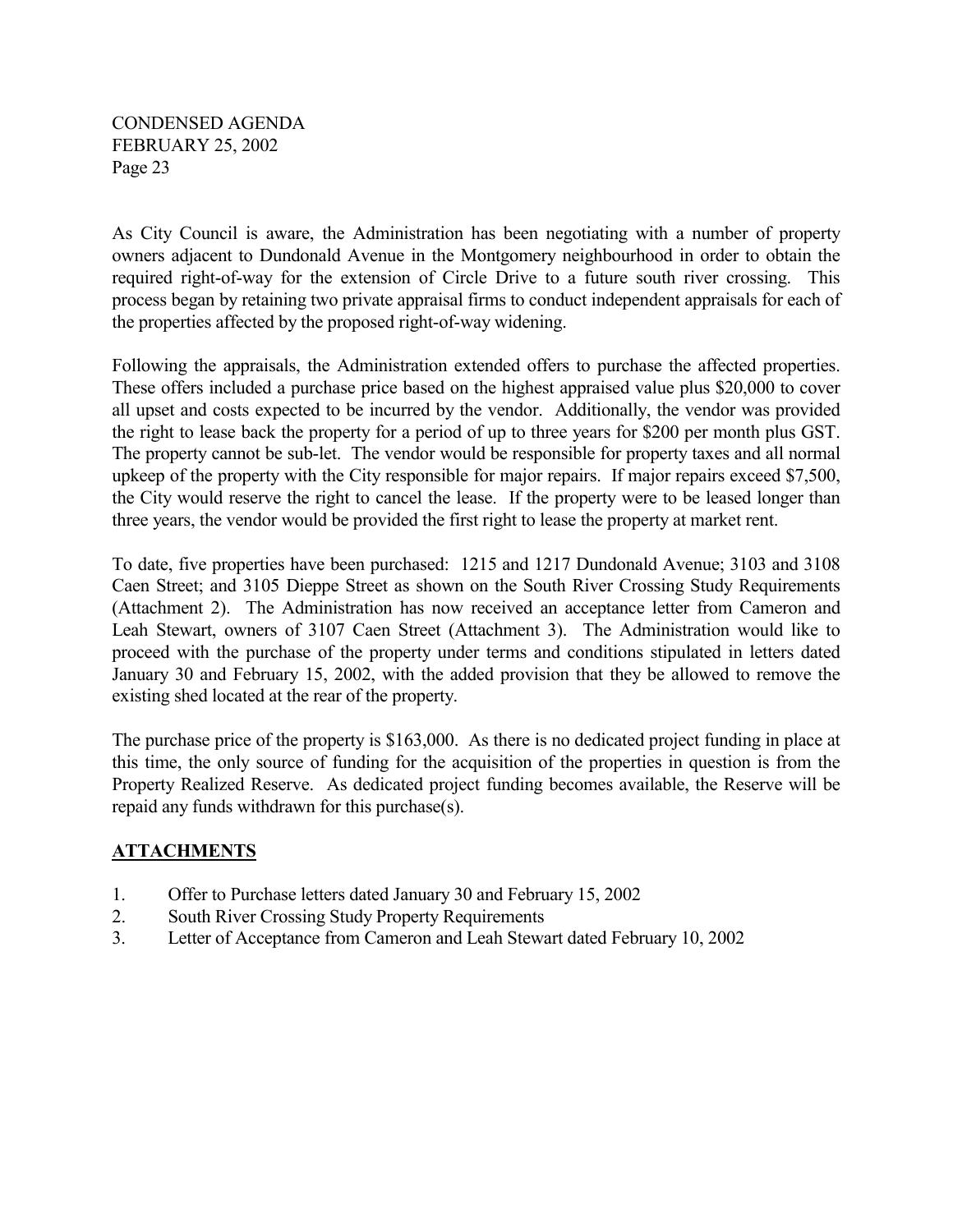As City Council is aware, the Administration has been negotiating with a number of property owners adjacent to Dundonald Avenue in the Montgomery neighbourhood in order to obtain the required right-of-way for the extension of Circle Drive to a future south river crossing. This process began by retaining two private appraisal firms to conduct independent appraisals for each of the properties affected by the proposed right-of-way widening.

Following the appraisals, the Administration extended offers to purchase the affected properties. These offers included a purchase price based on the highest appraised value plus $20,000 to cover all upset and costs expected to be incurred by the vendor. Additionally, the vendor was provided the right to lease back the property for a period of up to three years for $200 per month plus GST. The property cannot be sub-let. The vendor would be responsible for property taxes and all normal upkeep of the property with the City responsible for major repairs. If major repairs exceed $7,500, the City would reserve the right to cancel the lease. If the property were to be leased longer than three years, the vendor would be provided the first right to lease the property at market rent.

To date, five properties have been purchased: 1215 and 1217 Dundonald Avenue; 3103 and 3108 Caen Street; and 3105 Dieppe Street as shown on the South River Crossing Study Requirements (Attachment 2). The Administration has now received an acceptance letter from Cameron and Leah Stewart, owners of 3107 Caen Street (Attachment 3). The Administration would like to proceed with the purchase of the property under terms and conditions stipulated in letters dated January 30 and February 15, 2002, with the added provision that they be allowed to remove the existing shed located at the rear of the property.

The purchase price of the property is $163,000. As there is no dedicated project funding in place at this time, the only source of funding for the acquisition of the properties in question is from the Property Realized Reserve. As dedicated project funding becomes available, the Reserve will be repaid any funds withdrawn for this purchase(s).

## ATTACHMENTS

1. Offer to Purchase letters dated January 30 and February 15, 2002
2. South River Crossing Study Property Requirements
3. Letter of Acceptance from Cameron and Leah Stewart dated February 10, 2002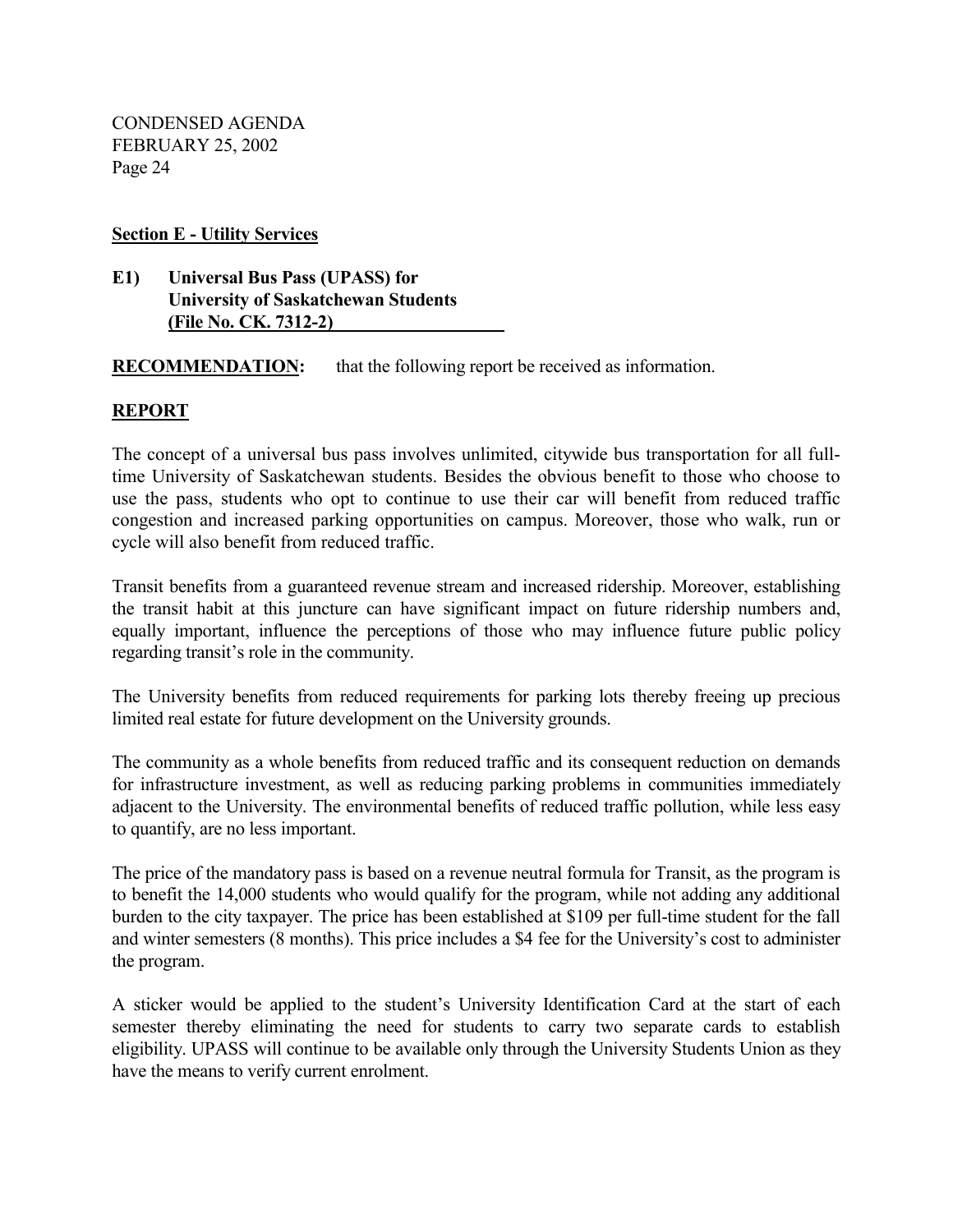**Section E - Utility Services**

**E1) Universal Bus Pass (UPASS) for University of Saskatchewan Students (File No. CK. 7312-2)**

**RECOMMENDATION:** that the following report be received as information.

**REPORT**

The concept of a universal bus pass involves unlimited, citywide bus transportation for all full-time University of Saskatchewan students. Besides the obvious benefit to those who choose to use the pass, students who opt to continue to use their car will benefit from reduced traffic congestion and increased parking opportunities on campus. Moreover, those who walk, run or cycle will also benefit from reduced traffic.

Transit benefits from a guaranteed revenue stream and increased ridership. Moreover, establishing the transit habit at this juncture can have significant impact on future ridership numbers and, equally important, influence the perceptions of those who may influence future public policy regarding transit's role in the community.

The University benefits from reduced requirements for parking lots thereby freeing up precious limited real estate for future development on the University grounds.

The community as a whole benefits from reduced traffic and its consequent reduction on demands for infrastructure investment, as well as reducing parking problems in communities immediately adjacent to the University. The environmental benefits of reduced traffic pollution, while less easy to quantify, are no less important.

The price of the mandatory pass is based on a revenue neutral formula for Transit, as the program is to benefit the 14,000 students who would qualify for the program, while not adding any additional burden to the city taxpayer. The price has been established at $109 per full-time student for the fall and winter semesters (8 months). This price includes a $4 fee for the University's cost to administer the program.

A sticker would be applied to the student's University Identification Card at the start of each semester thereby eliminating the need for students to carry two separate cards to establish eligibility. UPASS will continue to be available only through the University Students Union as they have the means to verify current enrolment.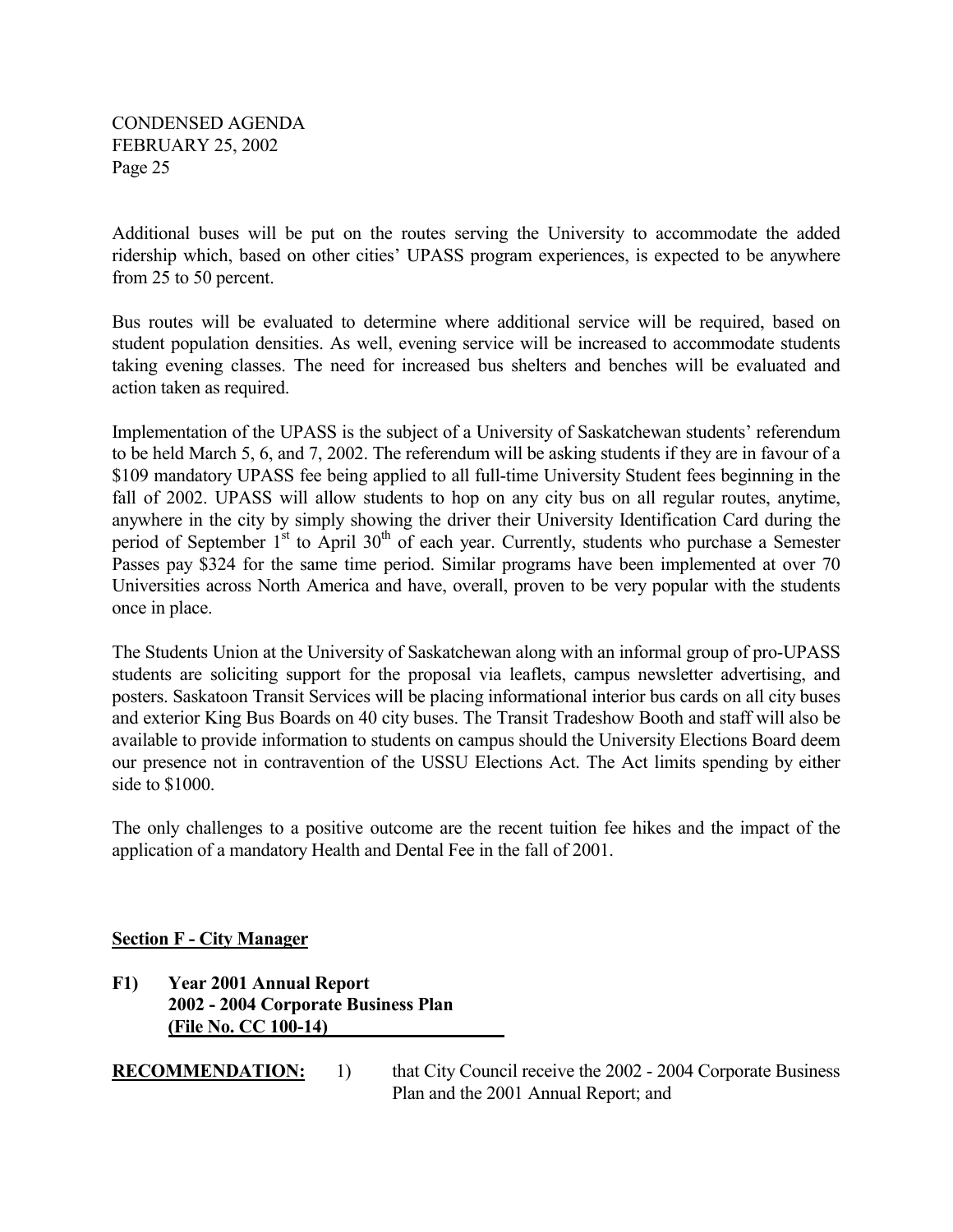Additional buses will be put on the routes serving the University to accommodate the added ridership which, based on other cities' UPASS program experiences, is expected to be anywhere from 25 to 50 percent.

Bus routes will be evaluated to determine where additional service will be required, based on student population densities. As well, evening service will be increased to accommodate students taking evening classes. The need for increased bus shelters and benches will be evaluated and action taken as required.

Implementation of the UPASS is the subject of a University of Saskatchewan students' referendum to be held March 5, 6, and 7, 2002. The referendum will be asking students if they are in favour of a $109 mandatory UPASS fee being applied to all full-time University Student fees beginning in the fall of 2002. UPASS will allow students to hop on any city bus on all regular routes, anytime, anywhere in the city by simply showing the driver their University Identification Card during the period of September 1st to April 30th of each year. Currently, students who purchase a Semester Passes pay $324 for the same time period. Similar programs have been implemented at over 70 Universities across North America and have, overall, proven to be very popular with the students once in place.

The Students Union at the University of Saskatchewan along with an informal group of pro-UPASS students are soliciting support for the proposal via leaflets, campus newsletter advertising, and posters. Saskatoon Transit Services will be placing informational interior bus cards on all city buses and exterior King Bus Boards on 40 city buses. The Transit Tradeshow Booth and staff will also be available to provide information to students on campus should the University Elections Board deem our presence not in contravention of the USSU Elections Act. The Act limits spending by either side to $1000.

The only challenges to a positive outcome are the recent tuition fee hikes and the impact of the application of a mandatory Health and Dental Fee in the fall of 2001.

## Section F - City Manager

**F1) Year 2001 Annual Report**
**2002 - 2004 Corporate Business Plan**
**(File No. CC 100-14)**

**RECOMMENDATION:** 1) that City Council receive the 2002 - 2004 Corporate Business Plan and the 2001 Annual Report; and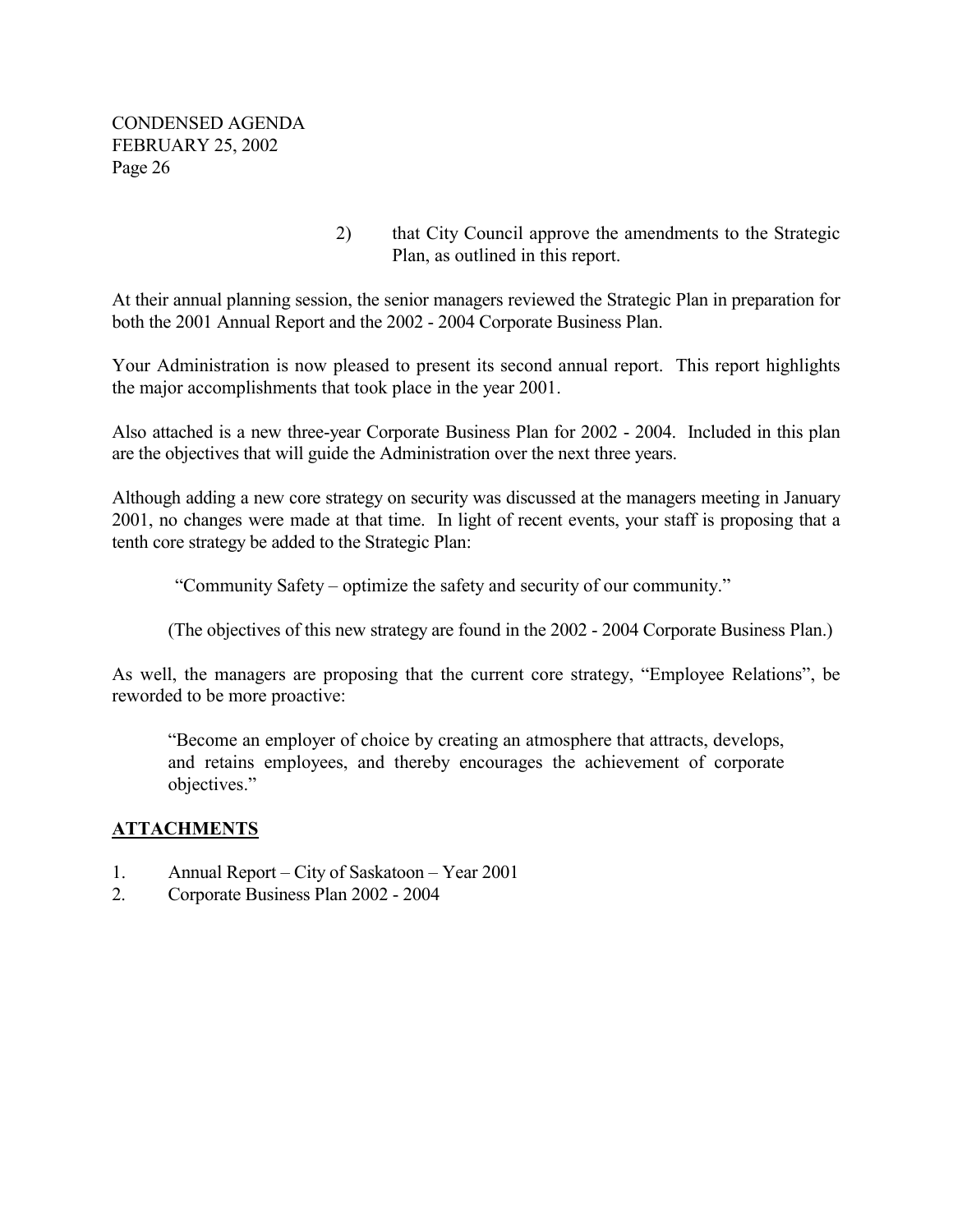2) that City Council approve the amendments to the Strategic Plan, as outlined in this report.

At their annual planning session, the senior managers reviewed the Strategic Plan in preparation for both the 2001 Annual Report and the 2002 - 2004 Corporate Business Plan.

Your Administration is now pleased to present its second annual report. This report highlights the major accomplishments that took place in the year 2001.

Also attached is a new three-year Corporate Business Plan for 2002 - 2004. Included in this plan are the objectives that will guide the Administration over the next three years.

Although adding a new core strategy on security was discussed at the managers meeting in January 2001, no changes were made at that time. In light of recent events, your staff is proposing that a tenth core strategy be added to the Strategic Plan:

> "Community Safety – optimize the safety and security of our community."
>
> (The objectives of this new strategy are found in the 2002 - 2004 Corporate Business Plan.)

As well, the managers are proposing that the current core strategy, "Employee Relations", be reworded to be more proactive:

> "Become an employer of choice by creating an atmosphere that attracts, develops, and retains employees, and thereby encourages the achievement of corporate objectives."

## ATTACHMENTS

1. Annual Report – City of Saskatoon – Year 2001
2. Corporate Business Plan 2002 - 2004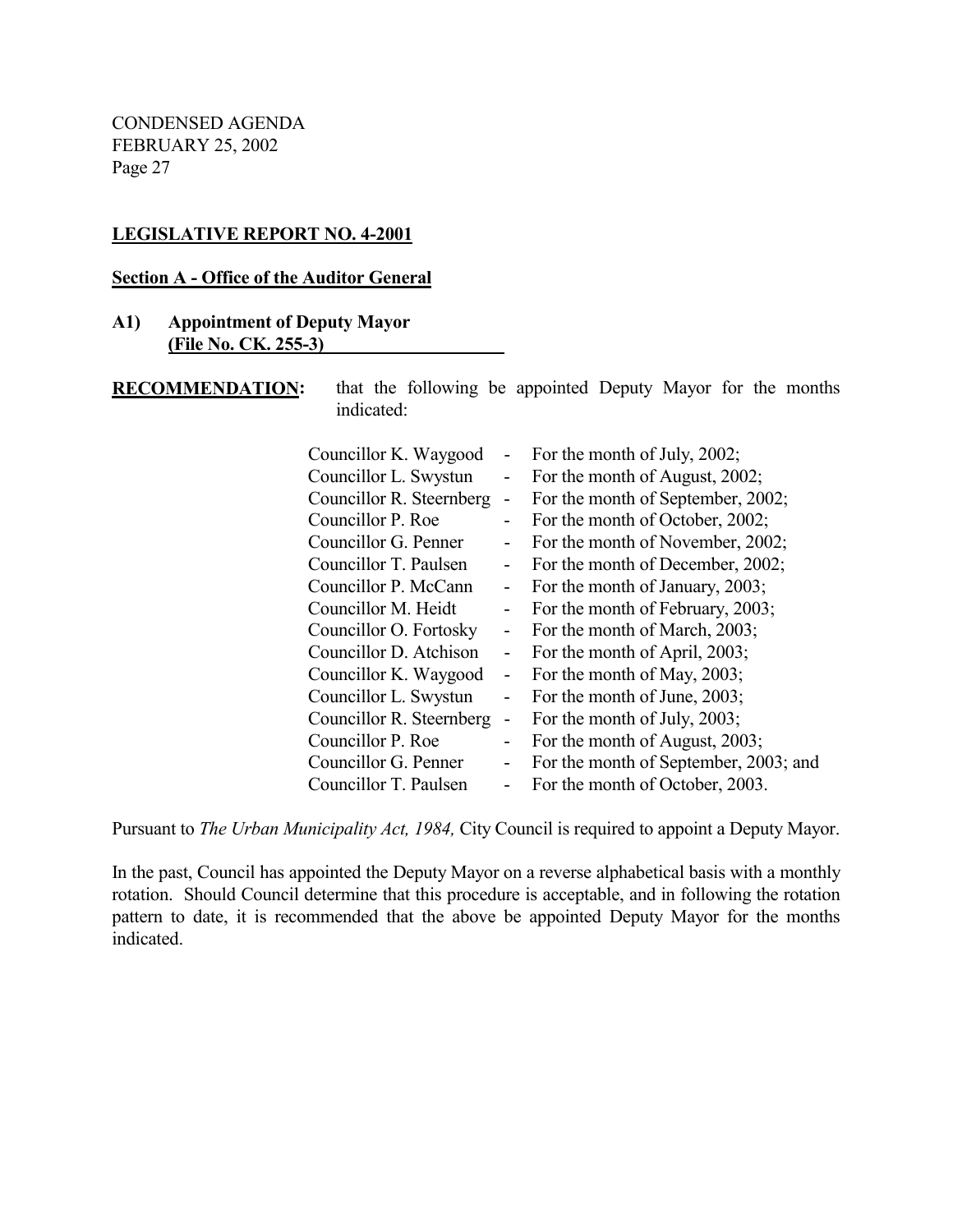CONDENSED AGENDA
FEBRUARY 25, 2002

**LEGISLATIVE REPORT NO. 4-2001**

**Section A - Office of the Auditor General**

**A1) Appointment of Deputy Mayor**
**(File No. CK. 255-3)**

**RECOMMENDATION:** that the following be appointed Deputy Mayor for the months indicated:

| | | |
|---|---|---|
| Councillor K. Waygood | - | For the month of July, 2002; |
| Councillor L. Swystun | - | For the month of August, 2002; |
| Councillor R. Steernberg | - | For the month of September, 2002; |
| Councillor P. Roe | - | For the month of October, 2002; |
| Councillor G. Penner | - | For the month of November, 2002; |
| Councillor T. Paulsen | - | For the month of December, 2002; |
| Councillor P. McCann | - | For the month of January, 2003; |
| Councillor M. Heidt | - | For the month of February, 2003; |
| Councillor O. Fortosky | - | For the month of March, 2003; |
| Councillor D. Atchison | - | For the month of April, 2003; |
| Councillor K. Waygood | - | For the month of May, 2003; |
| Councillor L. Swystun | - | For the month of June, 2003; |
| Councillor R. Steernberg | - | For the month of July, 2003; |
| Councillor P. Roe | - | For the month of August, 2003; |
| Councillor G. Penner | - | For the month of September, 2003; and |
| Councillor T. Paulsen | - | For the month of October, 2003. |

Pursuant to *The Urban Municipality Act, 1984,* City Council is required to appoint a Deputy Mayor.

In the past, Council has appointed the Deputy Mayor on a reverse alphabetical basis with a monthly rotation. Should Council determine that this procedure is acceptable, and in following the rotation pattern to date, it is recommended that the above be appointed Deputy Mayor for the months indicated.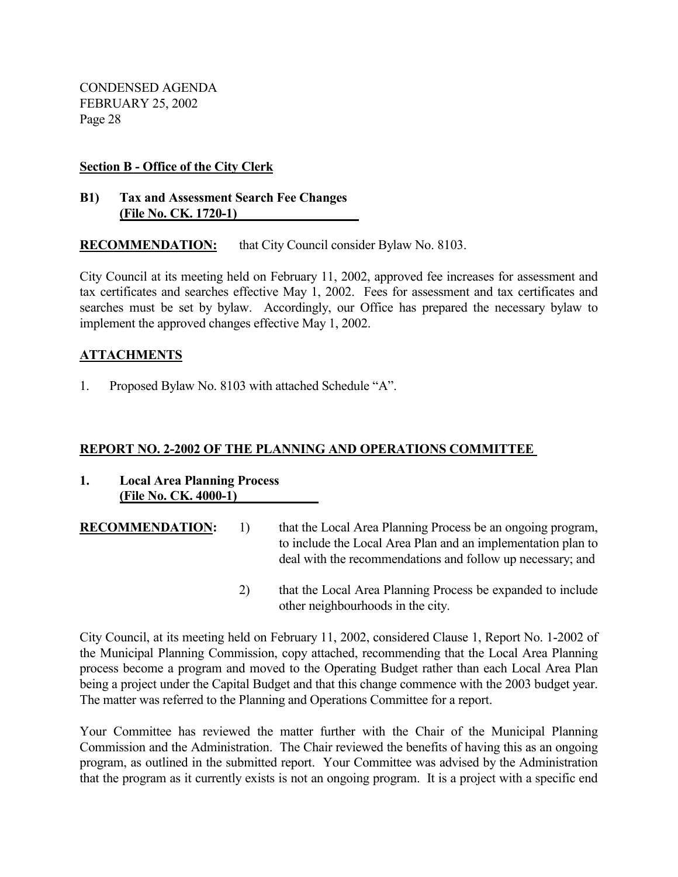**Section B - Office of the City Clerk**

**B1) Tax and Assessment Search Fee Changes**
**(File No. CK. 1720-1)**

**RECOMMENDATION:** that City Council consider Bylaw No. 8103.

City Council at its meeting held on February 11, 2002, approved fee increases for assessment and tax certificates and searches effective May 1, 2002. Fees for assessment and tax certificates and searches must be set by bylaw. Accordingly, our Office has prepared the necessary bylaw to implement the approved changes effective May 1, 2002.

**ATTACHMENTS**

1. Proposed Bylaw No. 8103 with attached Schedule "A".

**REPORT NO. 2-2002 OF THE PLANNING AND OPERATIONS COMMITTEE**

**1. Local Area Planning Process**
**(File No. CK. 4000-1)**

**RECOMMENDATION:**

1) that the Local Area Planning Process be an ongoing program, to include the Local Area Plan and an implementation plan to deal with the recommendations and follow up necessary; and

2) that the Local Area Planning Process be expanded to include other neighbourhoods in the city.

City Council, at its meeting held on February 11, 2002, considered Clause 1, Report No. 1-2002 of the Municipal Planning Commission, copy attached, recommending that the Local Area Planning process become a program and moved to the Operating Budget rather than each Local Area Plan being a project under the Capital Budget and that this change commence with the 2003 budget year. The matter was referred to the Planning and Operations Committee for a report.

Your Committee has reviewed the matter further with the Chair of the Municipal Planning Commission and the Administration. The Chair reviewed the benefits of having this as an ongoing program, as outlined in the submitted report. Your Committee was advised by the Administration that the program as it currently exists is not an ongoing program. It is a project with a specific end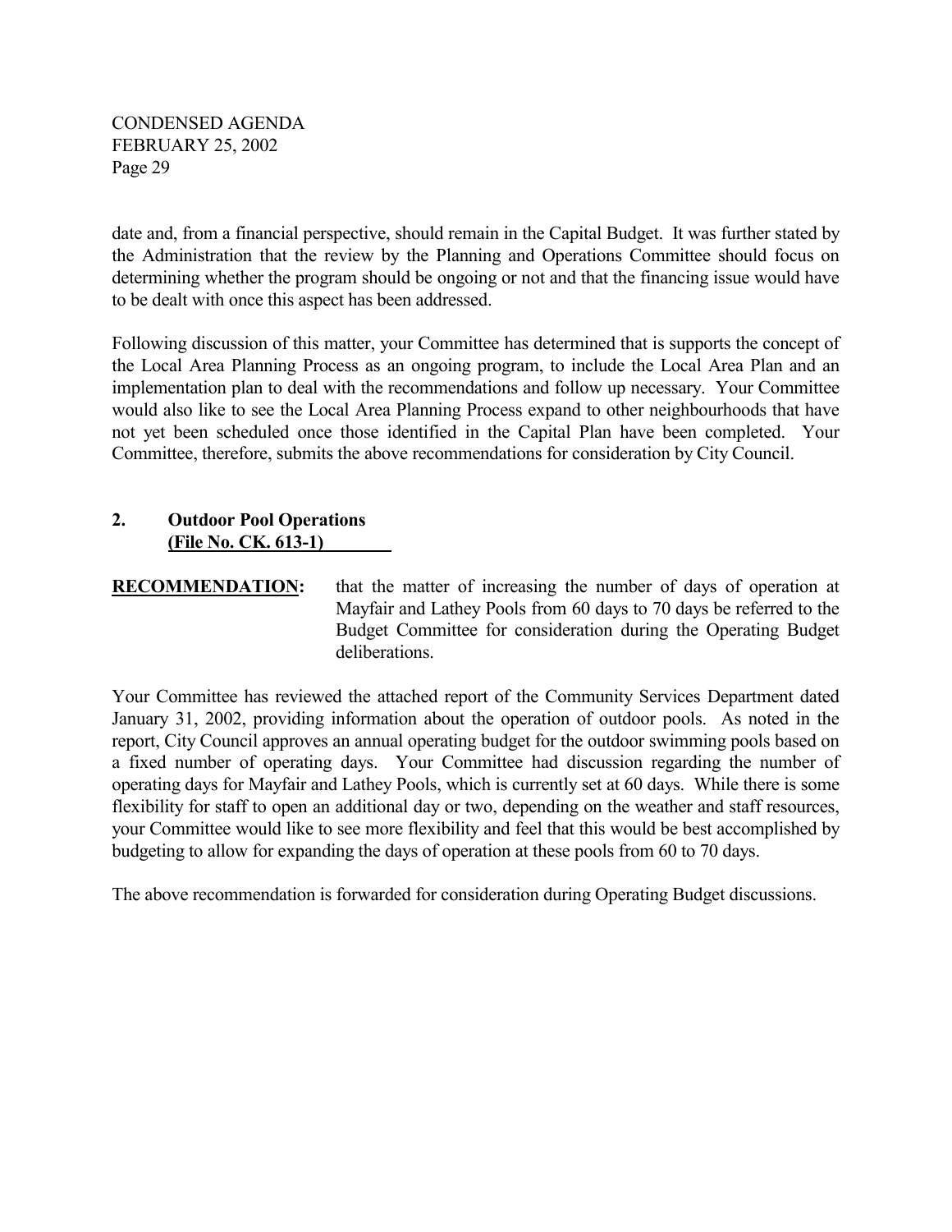date and, from a financial perspective, should remain in the Capital Budget. It was further stated by the Administration that the review by the Planning and Operations Committee should focus on determining whether the program should be ongoing or not and that the financing issue would have to be dealt with once this aspect has been addressed.

Following discussion of this matter, your Committee has determined that is supports the concept of the Local Area Planning Process as an ongoing program, to include the Local Area Plan and an implementation plan to deal with the recommendations and follow up necessary. Your Committee would also like to see the Local Area Planning Process expand to other neighbourhoods that have not yet been scheduled once those identified in the Capital Plan have been completed. Your Committee, therefore, submits the above recommendations for consideration by City Council.

## 2. Outdoor Pool Operations
**(File No. CK. 613-1)**

**RECOMMENDATION:** that the matter of increasing the number of days of operation at Mayfair and Lathey Pools from 60 days to 70 days be referred to the Budget Committee for consideration during the Operating Budget deliberations.

Your Committee has reviewed the attached report of the Community Services Department dated January 31, 2002, providing information about the operation of outdoor pools. As noted in the report, City Council approves an annual operating budget for the outdoor swimming pools based on a fixed number of operating days. Your Committee had discussion regarding the number of operating days for Mayfair and Lathey Pools, which is currently set at 60 days. While there is some flexibility for staff to open an additional day or two, depending on the weather and staff resources, your Committee would like to see more flexibility and feel that this would be best accomplished by budgeting to allow for expanding the days of operation at these pools from 60 to 70 days.

The above recommendation is forwarded for consideration during Operating Budget discussions.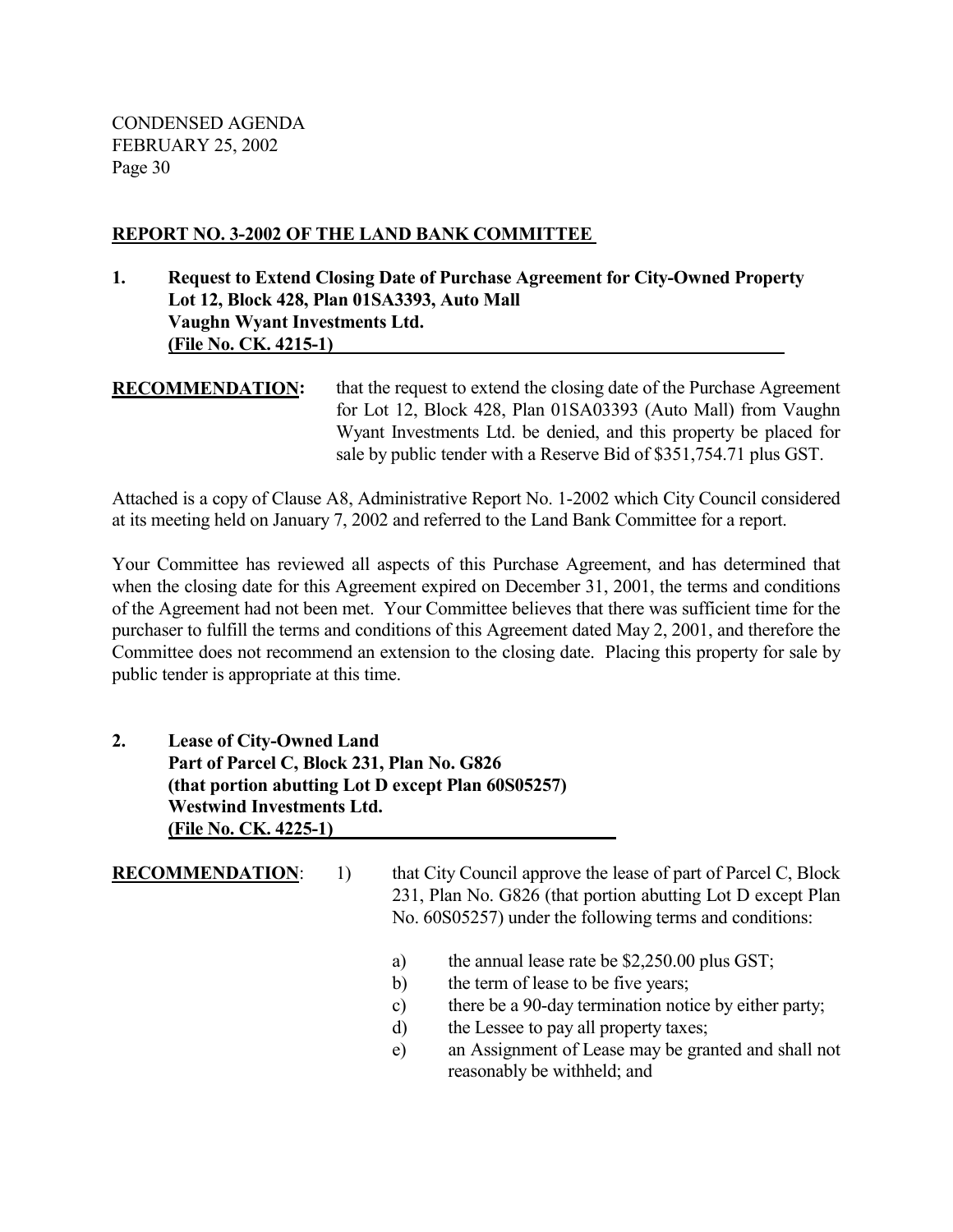## REPORT NO. 3-2002 OF THE LAND BANK COMMITTEE

**1. Request to Extend Closing Date of Purchase Agreement for City-Owned Property Lot 12, Block 428, Plan 01SA3393, Auto Mall Vaughn Wyant Investments Ltd. (File No. CK. 4215-1)**

**RECOMMENDATION:** that the request to extend the closing date of the Purchase Agreement for Lot 12, Block 428, Plan 01SA03393 (Auto Mall) from Vaughn Wyant Investments Ltd. be denied, and this property be placed for sale by public tender with a Reserve Bid of $351,754.71 plus GST.

Attached is a copy of Clause A8, Administrative Report No. 1-2002 which City Council considered at its meeting held on January 7, 2002 and referred to the Land Bank Committee for a report.

Your Committee has reviewed all aspects of this Purchase Agreement, and has determined that when the closing date for this Agreement expired on December 31, 2001, the terms and conditions of the Agreement had not been met. Your Committee believes that there was sufficient time for the purchaser to fulfill the terms and conditions of this Agreement dated May 2, 2001, and therefore the Committee does not recommend an extension to the closing date. Placing this property for sale by public tender is appropriate at this time.

**2. Lease of City-Owned Land Part of Parcel C, Block 231, Plan No. G826 (that portion abutting Lot D except Plan 60S05257) Westwind Investments Ltd. (File No. CK. 4225-1)**

**RECOMMENDATION:** 1) that City Council approve the lease of part of Parcel C, Block 231, Plan No. G826 (that portion abutting Lot D except Plan No. 60S05257) under the following terms and conditions:

a) the annual lease rate be $2,250.00 plus GST;
b) the term of lease to be five years;
c) there be a 90-day termination notice by either party;
d) the Lessee to pay all property taxes;
e) an Assignment of Lease may be granted and shall not reasonably be withheld; and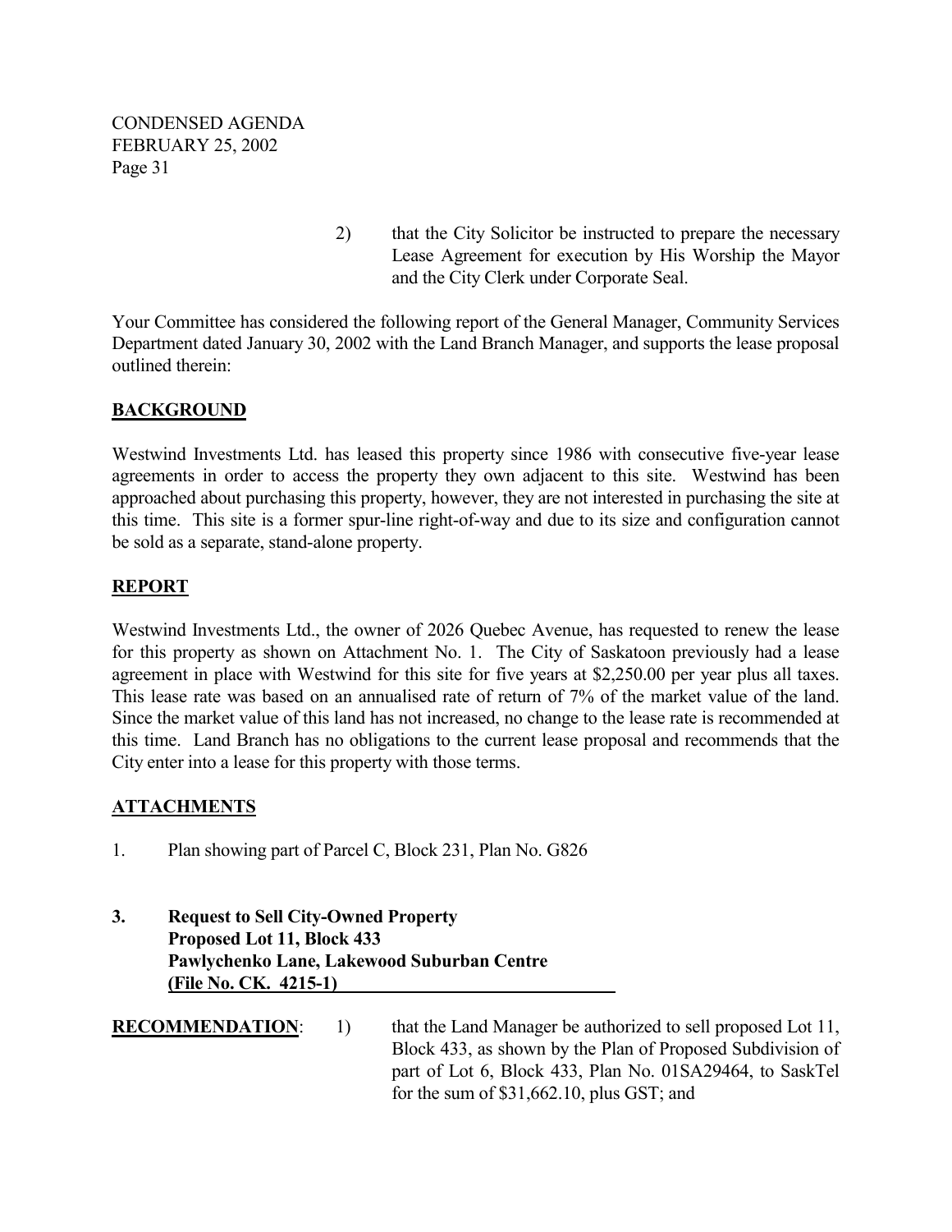2) that the City Solicitor be instructed to prepare the necessary Lease Agreement for execution by His Worship the Mayor and the City Clerk under Corporate Seal.

Your Committee has considered the following report of the General Manager, Community Services Department dated January 30, 2002 with the Land Branch Manager, and supports the lease proposal outlined therein:

**BACKGROUND**

Westwind Investments Ltd. has leased this property since 1986 with consecutive five-year lease agreements in order to access the property they own adjacent to this site. Westwind has been approached about purchasing this property, however, they are not interested in purchasing the site at this time. This site is a former spur-line right-of-way and due to its size and configuration cannot be sold as a separate, stand-alone property.

**REPORT**

Westwind Investments Ltd., the owner of 2026 Quebec Avenue, has requested to renew the lease for this property as shown on Attachment No. 1. The City of Saskatoon previously had a lease agreement in place with Westwind for this site for five years at $2,250.00 per year plus all taxes. This lease rate was based on an annualised rate of return of 7% of the market value of the land. Since the market value of this land has not increased, no change to the lease rate is recommended at this time. Land Branch has no obligations to the current lease proposal and recommends that the City enter into a lease for this property with those terms.

**ATTACHMENTS**

1. Plan showing part of Parcel C, Block 231, Plan No. G826

**3. Request to Sell City-Owned Property**
**Proposed Lot 11, Block 433**
**Pawlychenko Lane, Lakewood Suburban Centre**
**(File No. CK. 4215-1)**

**RECOMMENDATION**: 1) that the Land Manager be authorized to sell proposed Lot 11, Block 433, as shown by the Plan of Proposed Subdivision of part of Lot 6, Block 433, Plan No. 01SA29464, to SaskTel for the sum of $31,662.10, plus GST; and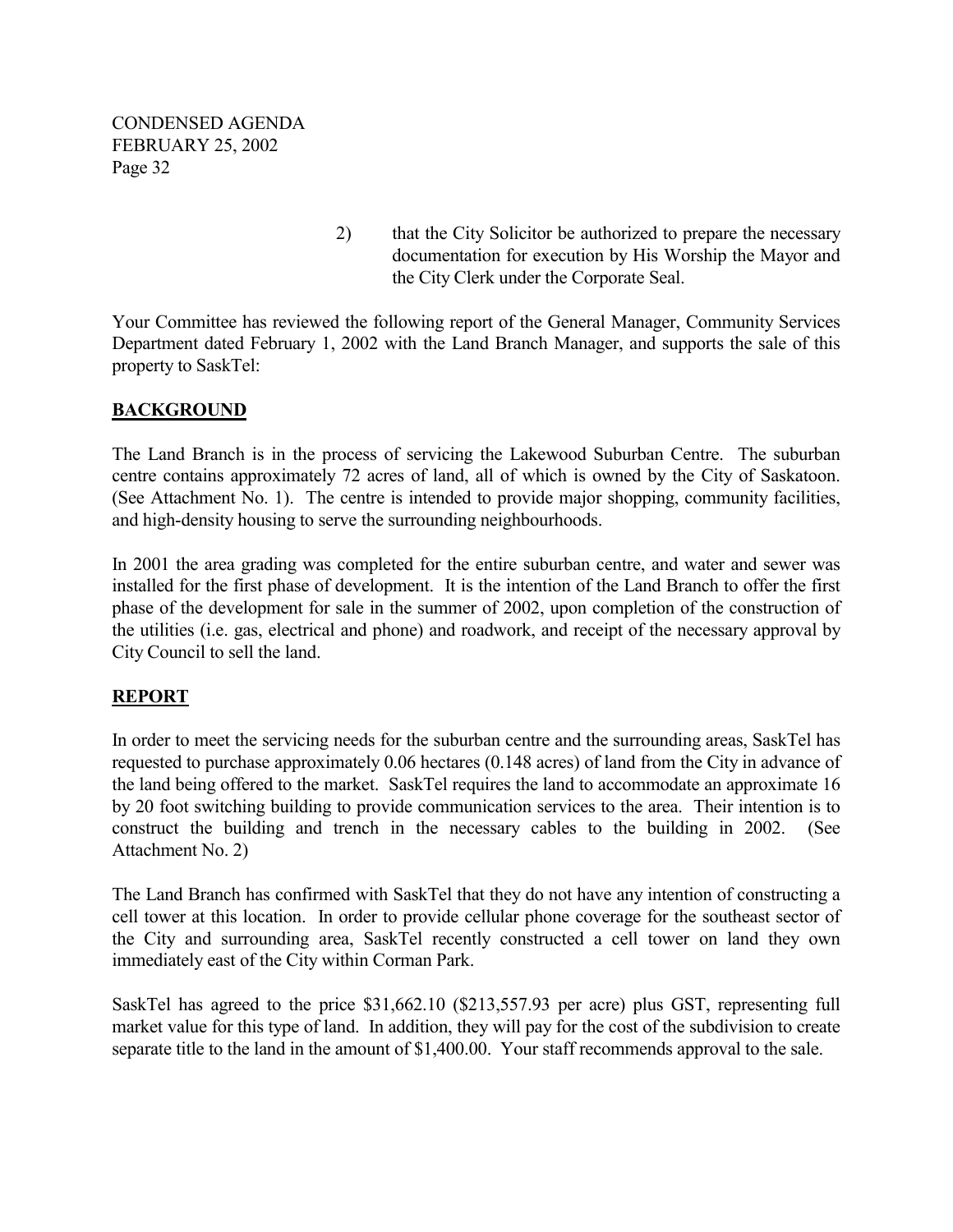2) that the City Solicitor be authorized to prepare the necessary documentation for execution by His Worship the Mayor and the City Clerk under the Corporate Seal.

Your Committee has reviewed the following report of the General Manager, Community Services Department dated February 1, 2002 with the Land Branch Manager, and supports the sale of this property to SaskTel:

## BACKGROUND

The Land Branch is in the process of servicing the Lakewood Suburban Centre. The suburban centre contains approximately 72 acres of land, all of which is owned by the City of Saskatoon. (See Attachment No. 1). The centre is intended to provide major shopping, community facilities, and high-density housing to serve the surrounding neighbourhoods.

In 2001 the area grading was completed for the entire suburban centre, and water and sewer was installed for the first phase of development. It is the intention of the Land Branch to offer the first phase of the development for sale in the summer of 2002, upon completion of the construction of the utilities (i.e. gas, electrical and phone) and roadwork, and receipt of the necessary approval by City Council to sell the land.

## REPORT

In order to meet the servicing needs for the suburban centre and the surrounding areas, SaskTel has requested to purchase approximately 0.06 hectares (0.148 acres) of land from the City in advance of the land being offered to the market. SaskTel requires the land to accommodate an approximate 16 by 20 foot switching building to provide communication services to the area. Their intention is to construct the building and trench in the necessary cables to the building in 2002. (See Attachment No. 2)

The Land Branch has confirmed with SaskTel that they do not have any intention of constructing a cell tower at this location. In order to provide cellular phone coverage for the southeast sector of the City and surrounding area, SaskTel recently constructed a cell tower on land they own immediately east of the City within Corman Park.

SaskTel has agreed to the price $31,662.10 ($213,557.93 per acre) plus GST, representing full market value for this type of land. In addition, they will pay for the cost of the subdivision to create separate title to the land in the amount of $1,400.00. Your staff recommends approval to the sale.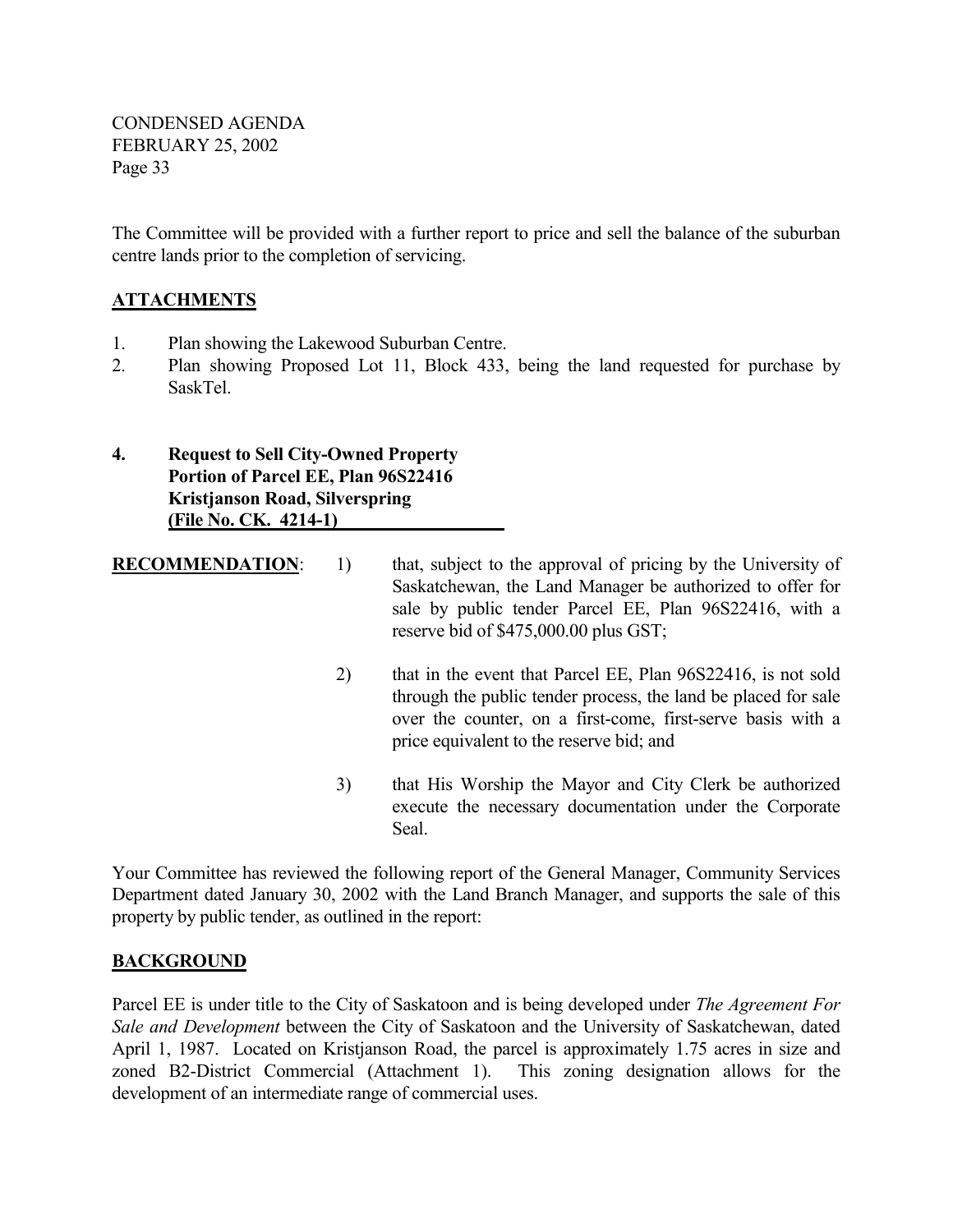The Committee will be provided with a further report to price and sell the balance of the suburban centre lands prior to the completion of servicing.

## ATTACHMENTS

1. Plan showing the Lakewood Suburban Centre.
2. Plan showing Proposed Lot 11, Block 433, being the land requested for purchase by SaskTel.

**4. Request to Sell City-Owned Property**
**Portion of Parcel EE, Plan 96S22416**
**Kristjanson Road, Silverspring**
**(File No. CK. 4214-1)**

**RECOMMENDATION**:

1) that, subject to the approval of pricing by the University of Saskatchewan, the Land Manager be authorized to offer for sale by public tender Parcel EE, Plan 96S22416, with a reserve bid of $475,000.00 plus GST;

2) that in the event that Parcel EE, Plan 96S22416, is not sold through the public tender process, the land be placed for sale over the counter, on a first-come, first-serve basis with a price equivalent to the reserve bid; and

3) that His Worship the Mayor and City Clerk be authorized execute the necessary documentation under the Corporate Seal.

Your Committee has reviewed the following report of the General Manager, Community Services Department dated January 30, 2002 with the Land Branch Manager, and supports the sale of this property by public tender, as outlined in the report:

## BACKGROUND

Parcel EE is under title to the City of Saskatoon and is being developed under *The Agreement For Sale and Development* between the City of Saskatoon and the University of Saskatchewan, dated April 1, 1987. Located on Kristjanson Road, the parcel is approximately 1.75 acres in size and zoned B2-District Commercial (Attachment 1). This zoning designation allows for the development of an intermediate range of commercial uses.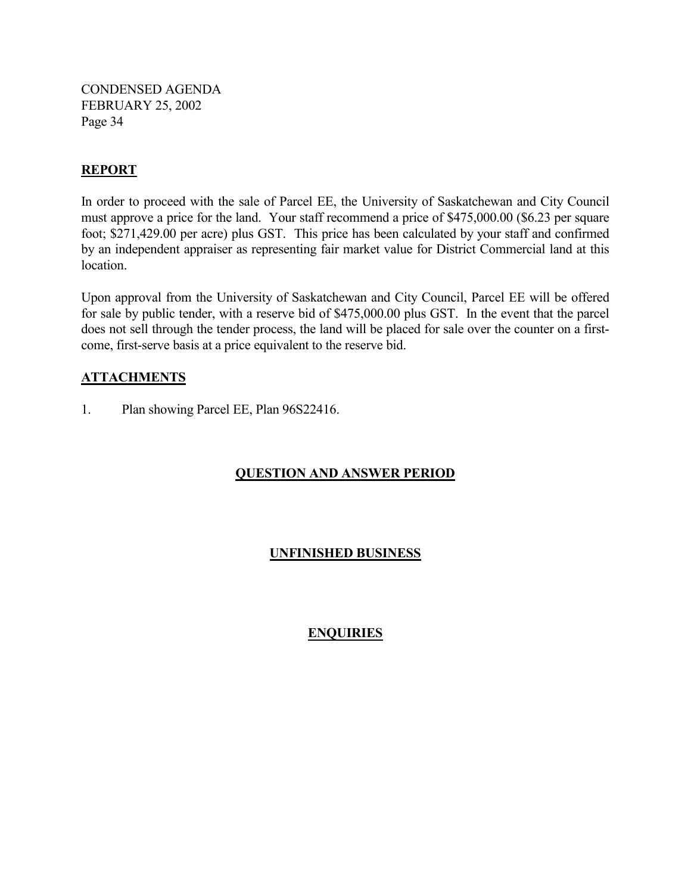## REPORT

In order to proceed with the sale of Parcel EE, the University of Saskatchewan and City Council must approve a price for the land. Your staff recommend a price of $475,000.00 ($6.23 per square foot; $271,429.00 per acre) plus GST. This price has been calculated by your staff and confirmed by an independent appraiser as representing fair market value for District Commercial land at this location.

Upon approval from the University of Saskatchewan and City Council, Parcel EE will be offered for sale by public tender, with a reserve bid of $475,000.00 plus GST. In the event that the parcel does not sell through the tender process, the land will be placed for sale over the counter on a first-come, first-serve basis at a price equivalent to the reserve bid.

## ATTACHMENTS

1. Plan showing Parcel EE, Plan 96S22416.

## QUESTION AND ANSWER PERIOD

## UNFINISHED BUSINESS

## ENQUIRIES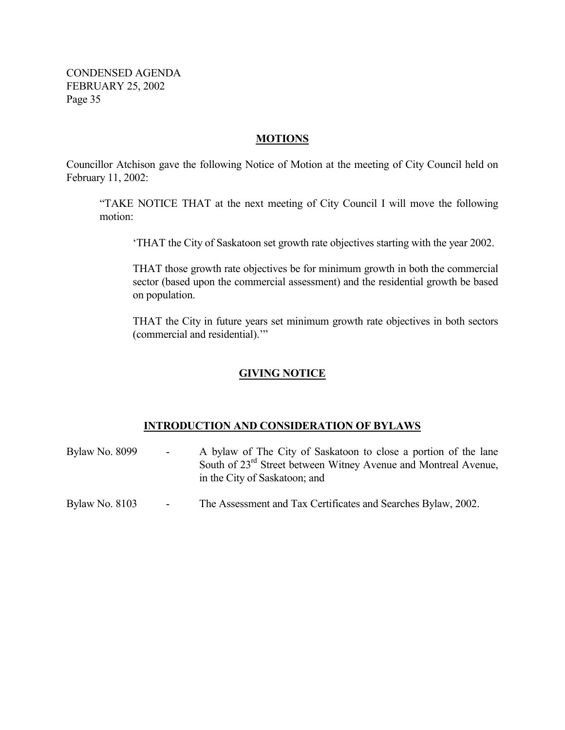## MOTIONS

Councillor Atchison gave the following Notice of Motion at the meeting of City Council held on February 11, 2002:

> "TAKE NOTICE THAT at the next meeting of City Council I will move the following motion:
>
> > 'THAT the City of Saskatoon set growth rate objectives starting with the year 2002.
> >
> > THAT those growth rate objectives be for minimum growth in both the commercial sector (based upon the commercial assessment) and the residential growth be based on population.
> >
> > THAT the City in future years set minimum growth rate objectives in both sectors (commercial and residential).'"

## GIVING NOTICE

## INTRODUCTION AND CONSIDERATION OF BYLAWS

| | | |
|---|---|---|
| Bylaw No. 8099 | - | A bylaw of The City of Saskatoon to close a portion of the lane South of 23rd Street between Witney Avenue and Montreal Avenue, in the City of Saskatoon; and |
| Bylaw No. 8103 | - | The Assessment and Tax Certificates and Searches Bylaw, 2002. |